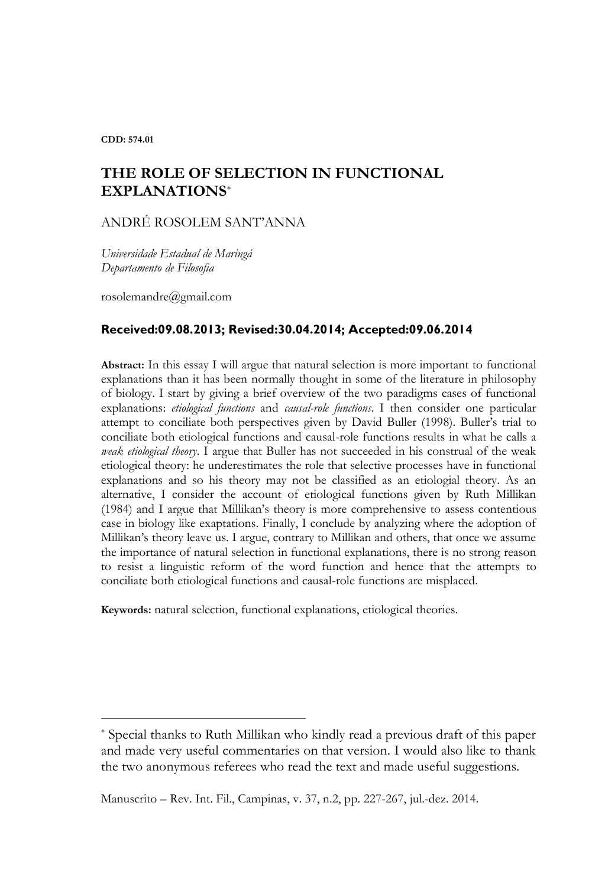**CDD: 574.01**

# THE ROLE OF SELECTION IN FUNCTIONAL EXPLANATIONS*

ANDRÉ ROSOLEM SANT'ANNA

*Universidade Estadual de Maringá*
*Departamento de Filosofia*

rosolemandre@gmail.com

**Received:09.08.2013; Revised:30.04.2014; Accepted:09.06.2014**

**Abstract:** In this essay I will argue that natural selection is more important to functional explanations than it has been normally thought in some of the literature in philosophy of biology. I start by giving a brief overview of the two paradigms cases of functional explanations: *etiological functions* and *causal-role functions*. I then consider one particular attempt to conciliate both perspectives given by David Buller (1998). Buller's trial to conciliate both etiological functions and causal-role functions results in what he calls a *weak etiological theory*. I argue that Buller has not succeeded in his construal of the weak etiological theory: he underestimates the role that selective processes have in functional explanations and so his theory may not be classified as an etiologial theory. As an alternative, I consider the account of etiological functions given by Ruth Millikan (1984) and I argue that Millikan's theory is more comprehensive to assess contentious case in biology like exaptations. Finally, I conclude by analyzing where the adoption of Millikan's theory leave us. I argue, contrary to Millikan and others, that once we assume the importance of natural selection in functional explanations, there is no strong reason to resist a linguistic reform of the word function and hence that the attempts to conciliate both etiological functions and causal-role functions are misplaced.

**Keywords:** natural selection, functional explanations, etiological theories.

---

* Special thanks to Ruth Millikan who kindly read a previous draft of this paper and made very useful commentaries on that version. I would also like to thank the two anonymous referees who read the text and made useful suggestions.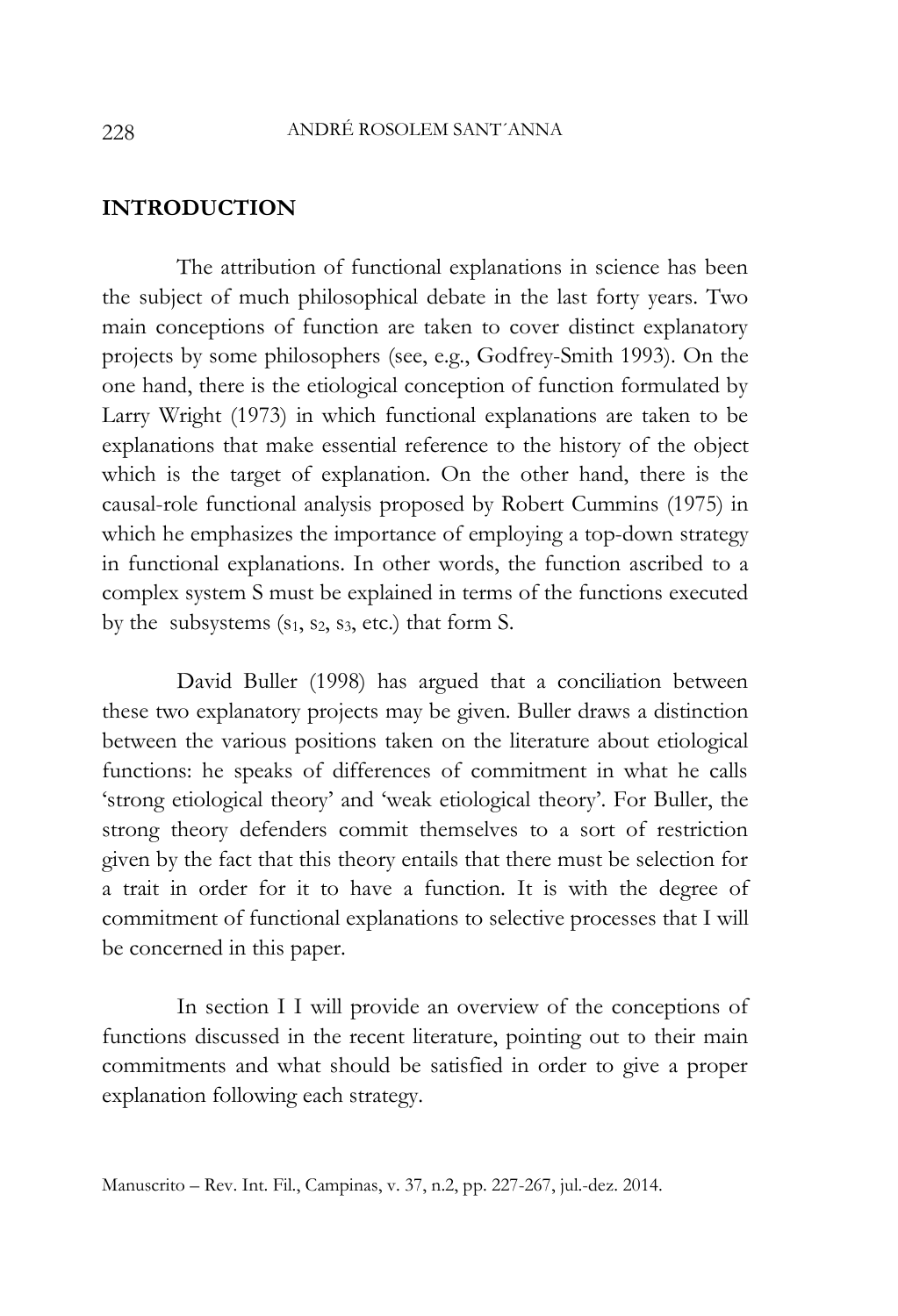## INTRODUCTION

The attribution of functional explanations in science has been the subject of much philosophical debate in the last forty years. Two main conceptions of function are taken to cover distinct explanatory projects by some philosophers (see, e.g., Godfrey-Smith 1993). On the one hand, there is the etiological conception of function formulated by Larry Wright (1973) in which functional explanations are taken to be explanations that make essential reference to the history of the object which is the target of explanation. On the other hand, there is the causal-role functional analysis proposed by Robert Cummins (1975) in which he emphasizes the importance of employing a top-down strategy in functional explanations. In other words, the function ascribed to a complex system S must be explained in terms of the functions executed by the subsystems ($s_1$, $s_2$, $s_3$, etc.) that form S.

David Buller (1998) has argued that a conciliation between these two explanatory projects may be given. Buller draws a distinction between the various positions taken on the literature about etiological functions: he speaks of differences of commitment in what he calls 'strong etiological theory' and 'weak etiological theory'. For Buller, the strong theory defenders commit themselves to a sort of restriction given by the fact that this theory entails that there must be selection for a trait in order for it to have a function. It is with the degree of commitment of functional explanations to selective processes that I will be concerned in this paper.

In section I I will provide an overview of the conceptions of functions discussed in the recent literature, pointing out to their main commitments and what should be satisfied in order to give a proper explanation following each strategy.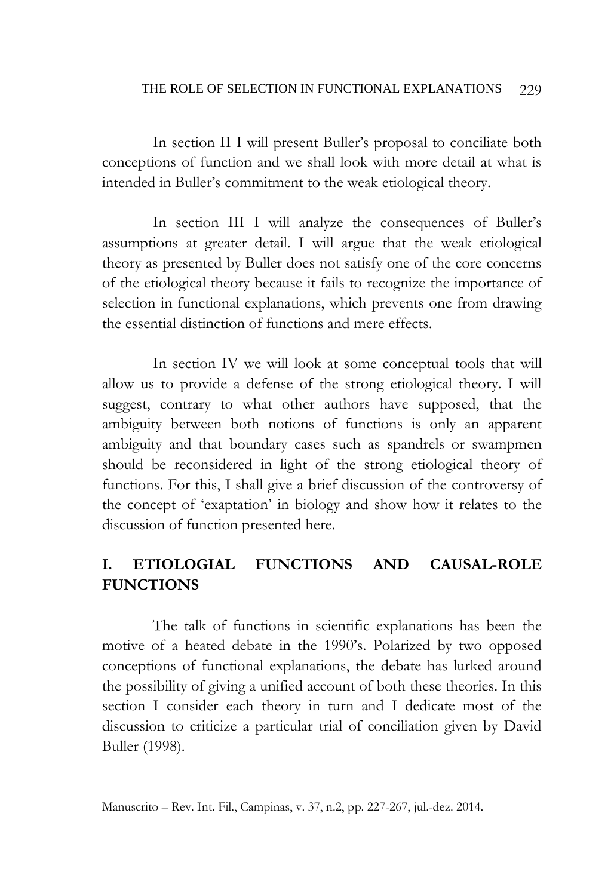In section II I will present Buller's proposal to conciliate both conceptions of function and we shall look with more detail at what is intended in Buller's commitment to the weak etiological theory.

In section III I will analyze the consequences of Buller's assumptions at greater detail. I will argue that the weak etiological theory as presented by Buller does not satisfy one of the core concerns of the etiological theory because it fails to recognize the importance of selection in functional explanations, which prevents one from drawing the essential distinction of functions and mere effects.

In section IV we will look at some conceptual tools that will allow us to provide a defense of the strong etiological theory. I will suggest, contrary to what other authors have supposed, that the ambiguity between both notions of functions is only an apparent ambiguity and that boundary cases such as spandrels or swampmen should be reconsidered in light of the strong etiological theory of functions. For this, I shall give a brief discussion of the controversy of the concept of 'exaptation' in biology and show how it relates to the discussion of function presented here.

## I. ETIOLOGIAL FUNCTIONS AND CAUSAL-ROLE FUNCTIONS

The talk of functions in scientific explanations has been the motive of a heated debate in the 1990's. Polarized by two opposed conceptions of functional explanations, the debate has lurked around the possibility of giving a unified account of both these theories. In this section I consider each theory in turn and I dedicate most of the discussion to criticize a particular trial of conciliation given by David Buller (1998).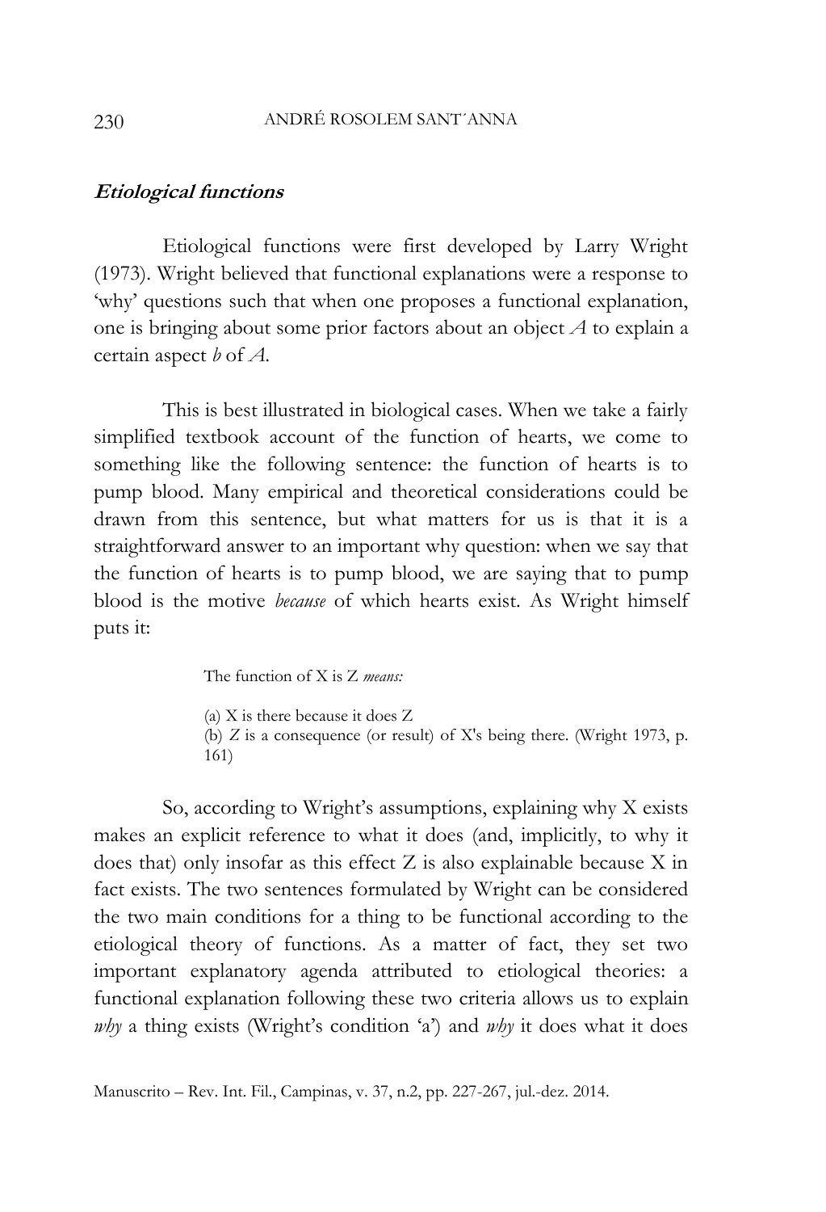### ***Etiological functions***

Etiological functions were first developed by Larry Wright (1973). Wright believed that functional explanations were a response to 'why' questions such that when one proposes a functional explanation, one is bringing about some prior factors about an object *A* to explain a certain aspect *b* of *A*.

This is best illustrated in biological cases. When we take a fairly simplified textbook account of the function of hearts, we come to something like the following sentence: the function of hearts is to pump blood. Many empirical and theoretical considerations could be drawn from this sentence, but what matters for us is that it is a straightforward answer to an important why question: when we say that the function of hearts is to pump blood, we are saying that to pump blood is the motive *because* of which hearts exist. As Wright himself puts it:

> The function of X is Z *means:*
>
> (a) X is there because it does Z
> (b) Z is a consequence (or result) of X's being there. (Wright 1973, p. 161)

So, according to Wright's assumptions, explaining why X exists makes an explicit reference to what it does (and, implicitly, to why it does that) only insofar as this effect Z is also explainable because X in fact exists. The two sentences formulated by Wright can be considered the two main conditions for a thing to be functional according to the etiological theory of functions. As a matter of fact, they set two important explanatory agenda attributed to etiological theories: a functional explanation following these two criteria allows us to explain *why* a thing exists (Wright's condition 'a') and *why* it does what it does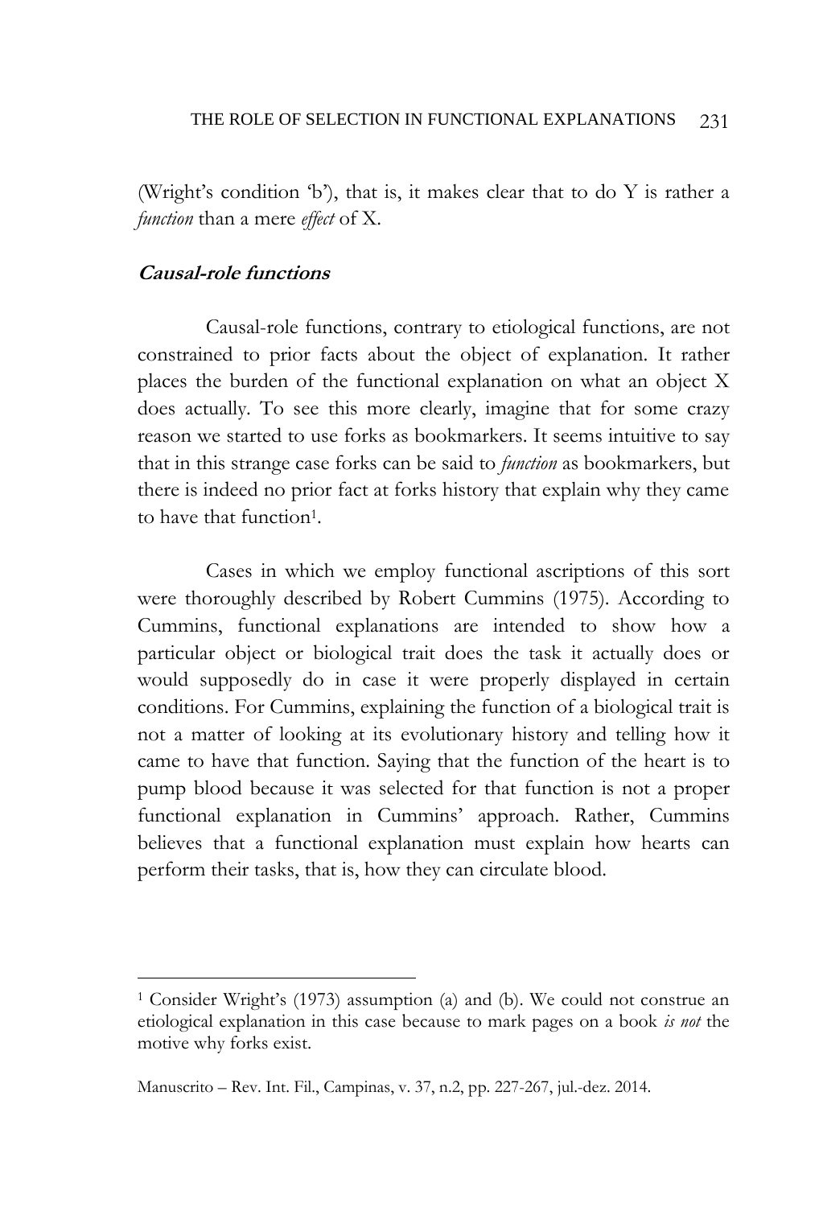(Wright's condition 'b'), that is, it makes clear that to do Y is rather a *function* than a mere *effect* of X.

### Causal-role functions

Causal-role functions, contrary to etiological functions, are not constrained to prior facts about the object of explanation. It rather places the burden of the functional explanation on what an object X does actually. To see this more clearly, imagine that for some crazy reason we started to use forks as bookmarkers. It seems intuitive to say that in this strange case forks can be said to *function* as bookmarkers, but there is indeed no prior fact at forks history that explain why they came to have that function[1].

Cases in which we employ functional ascriptions of this sort were thoroughly described by Robert Cummins (1975). According to Cummins, functional explanations are intended to show how a particular object or biological trait does the task it actually does or would supposedly do in case it were properly displayed in certain conditions. For Cummins, explaining the function of a biological trait is not a matter of looking at its evolutionary history and telling how it came to have that function. Saying that the function of the heart is to pump blood because it was selected for that function is not a proper functional explanation in Cummins' approach. Rather, Cummins believes that a functional explanation must explain how hearts can perform their tasks, that is, how they can circulate blood.

---

[1] Consider Wright's (1973) assumption (a) and (b). We could not construe an etiological explanation in this case because to mark pages on a book *is not* the motive why forks exist.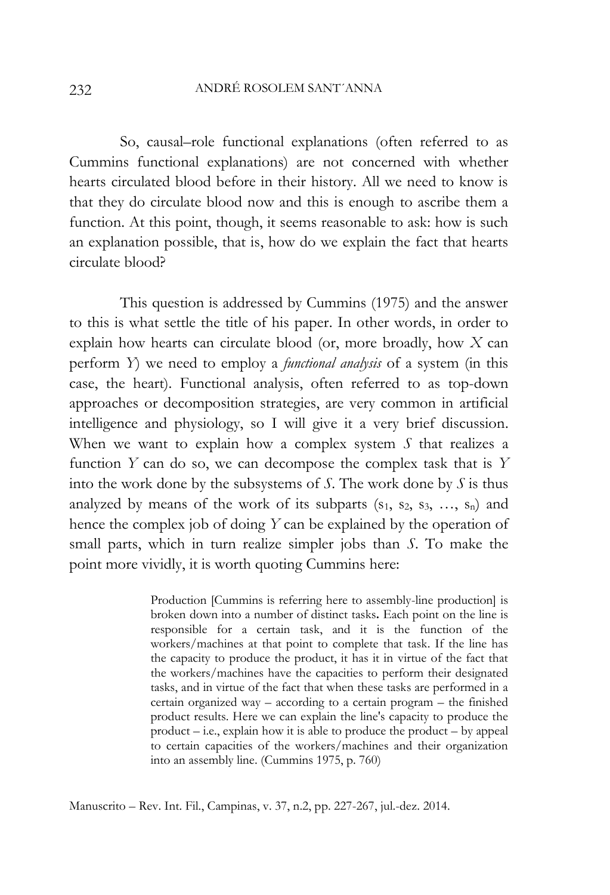So, causal–role functional explanations (often referred to as Cummins functional explanations) are not concerned with whether hearts circulated blood before in their history. All we need to know is that they do circulate blood now and this is enough to ascribe them a function. At this point, though, it seems reasonable to ask: how is such an explanation possible, that is, how do we explain the fact that hearts circulate blood?

This question is addressed by Cummins (1975) and the answer to this is what settle the title of his paper. In other words, in order to explain how hearts can circulate blood (or, more broadly, how *X* can perform *Y*) we need to employ a *functional analysis* of a system (in this case, the heart). Functional analysis, often referred to as top-down approaches or decomposition strategies, are very common in artificial intelligence and physiology, so I will give it a very brief discussion. When we want to explain how a complex system *S* that realizes a function *Y* can do so, we can decompose the complex task that is *Y* into the work done by the subsystems of *S*. The work done by *S* is thus analyzed by means of the work of its subparts ($s_1$, $s_2$, $s_3$, …, $s_n$) and hence the complex job of doing *Y* can be explained by the operation of small parts, which in turn realize simpler jobs than *S*. To make the point more vividly, it is worth quoting Cummins here:

> Production [Cummins is referring here to assembly-line production] is broken down into a number of distinct tasks. Each point on the line is responsible for a certain task, and it is the function of the workers/machines at that point to complete that task. If the line has the capacity to produce the product, it has it in virtue of the fact that the workers/machines have the capacities to perform their designated tasks, and in virtue of the fact that when these tasks are performed in a certain organized way – according to a certain program – the finished product results. Here we can explain the line's capacity to produce the product – i.e., explain how it is able to produce the product – by appeal to certain capacities of the workers/machines and their organization into an assembly line. (Cummins 1975, p. 760)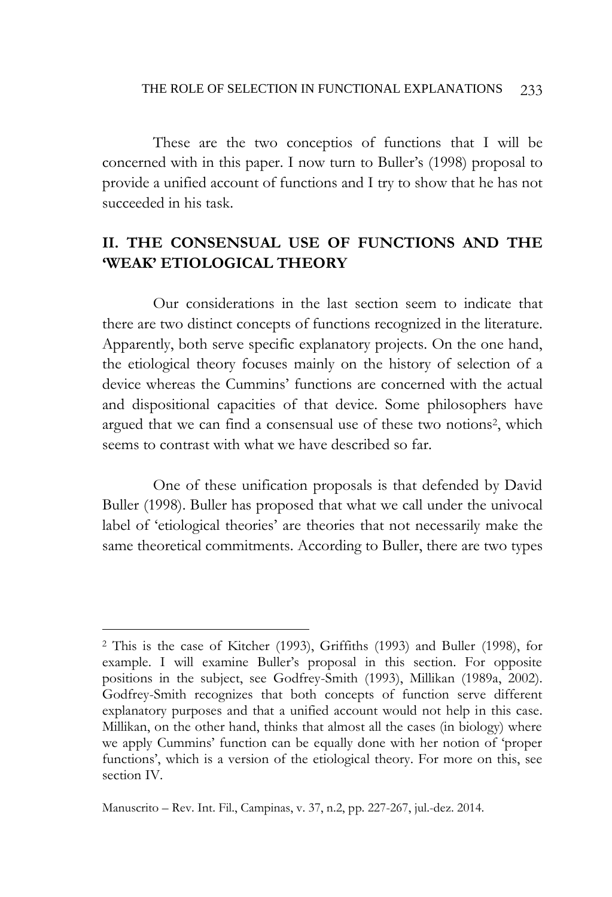These are the two conceptios of functions that I will be concerned with in this paper. I now turn to Buller's (1998) proposal to provide a unified account of functions and I try to show that he has not succeeded in his task.

## II. THE CONSENSUAL USE OF FUNCTIONS AND THE 'WEAK' ETIOLOGICAL THEORY

Our considerations in the last section seem to indicate that there are two distinct concepts of functions recognized in the literature. Apparently, both serve specific explanatory projects. On the one hand, the etiological theory focuses mainly on the history of selection of a device whereas the Cummins' functions are concerned with the actual and dispositional capacities of that device. Some philosophers have argued that we can find a consensual use of these two notions[2], which seems to contrast with what we have described so far.

One of these unification proposals is that defended by David Buller (1998). Buller has proposed that what we call under the univocal label of 'etiological theories' are theories that not necessarily make the same theoretical commitments. According to Buller, there are two types

---

[2] This is the case of Kitcher (1993), Griffiths (1993) and Buller (1998), for example. I will examine Buller's proposal in this section. For opposite positions in the subject, see Godfrey-Smith (1993), Millikan (1989a, 2002). Godfrey-Smith recognizes that both concepts of function serve different explanatory purposes and that a unified account would not help in this case. Millikan, on the other hand, thinks that almost all the cases (in biology) where we apply Cummins' function can be equally done with her notion of 'proper functions', which is a version of the etiological theory. For more on this, see section IV.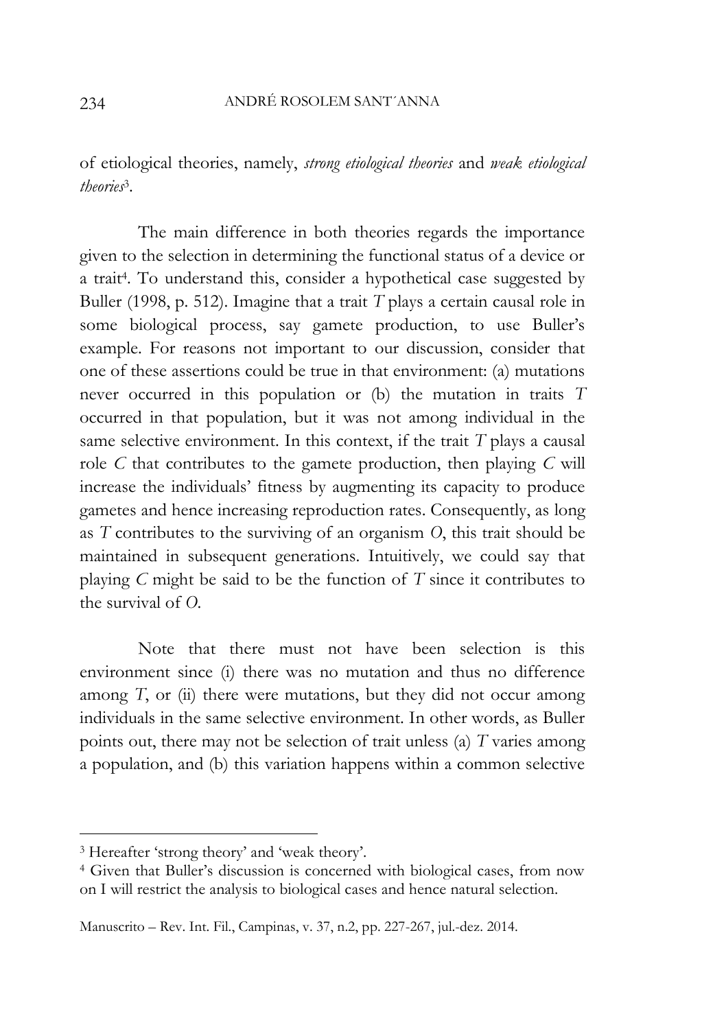of etiological theories, namely, *strong etiological theories* and *weak etiological theories*[3].

The main difference in both theories regards the importance given to the selection in determining the functional status of a device or a trait[4]. To understand this, consider a hypothetical case suggested by Buller (1998, p. 512). Imagine that a trait *T* plays a certain causal role in some biological process, say gamete production, to use Buller's example. For reasons not important to our discussion, consider that one of these assertions could be true in that environment: (a) mutations never occurred in this population or (b) the mutation in traits *T* occurred in that population, but it was not among individual in the same selective environment. In this context, if the trait *T* plays a causal role *C* that contributes to the gamete production, then playing *C* will increase the individuals' fitness by augmenting its capacity to produce gametes and hence increasing reproduction rates. Consequently, as long as *T* contributes to the surviving of an organism *O*, this trait should be maintained in subsequent generations. Intuitively, we could say that playing *C* might be said to be the function of *T* since it contributes to the survival of *O*.

Note that there must not have been selection is this environment since (i) there was no mutation and thus no difference among *T*, or (ii) there were mutations, but they did not occur among individuals in the same selective environment. In other words, as Buller points out, there may not be selection of trait unless (a) *T* varies among a population, and (b) this variation happens within a common selective

---

[3] Hereafter 'strong theory' and 'weak theory'.

[4] Given that Buller's discussion is concerned with biological cases, from now on I will restrict the analysis to biological cases and hence natural selection.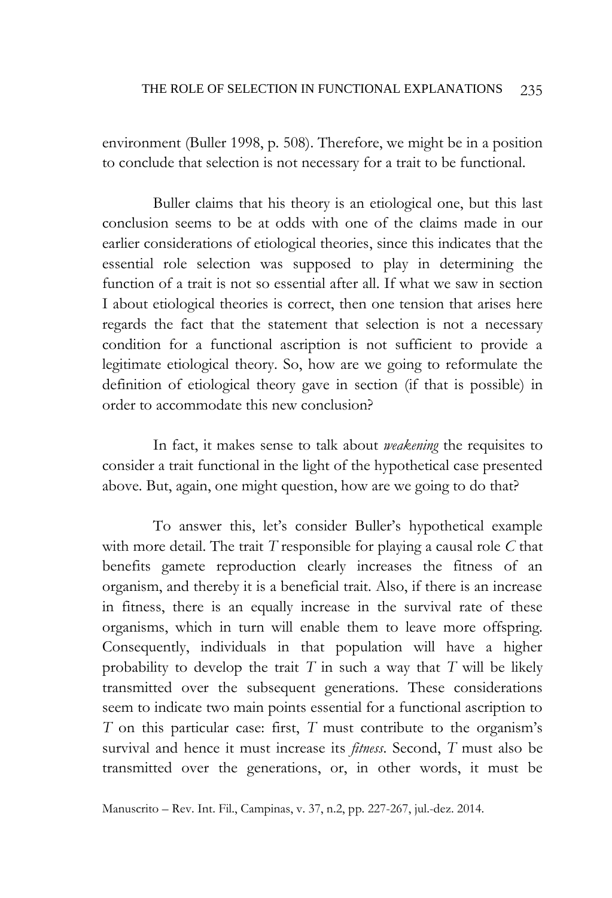environment (Buller 1998, p. 508). Therefore, we might be in a position to conclude that selection is not necessary for a trait to be functional.

Buller claims that his theory is an etiological one, but this last conclusion seems to be at odds with one of the claims made in our earlier considerations of etiological theories, since this indicates that the essential role selection was supposed to play in determining the function of a trait is not so essential after all. If what we saw in section I about etiological theories is correct, then one tension that arises here regards the fact that the statement that selection is not a necessary condition for a functional ascription is not sufficient to provide a legitimate etiological theory. So, how are we going to reformulate the definition of etiological theory gave in section (if that is possible) in order to accommodate this new conclusion?

In fact, it makes sense to talk about *weakening* the requisites to consider a trait functional in the light of the hypothetical case presented above. But, again, one might question, how are we going to do that?

To answer this, let's consider Buller's hypothetical example with more detail. The trait *T* responsible for playing a causal role *C* that benefits gamete reproduction clearly increases the fitness of an organism, and thereby it is a beneficial trait. Also, if there is an increase in fitness, there is an equally increase in the survival rate of these organisms, which in turn will enable them to leave more offspring. Consequently, individuals in that population will have a higher probability to develop the trait *T* in such a way that *T* will be likely transmitted over the subsequent generations. These considerations seem to indicate two main points essential for a functional ascription to *T* on this particular case: first, *T* must contribute to the organism's survival and hence it must increase its *fitness*. Second, *T* must also be transmitted over the generations, or, in other words, it must be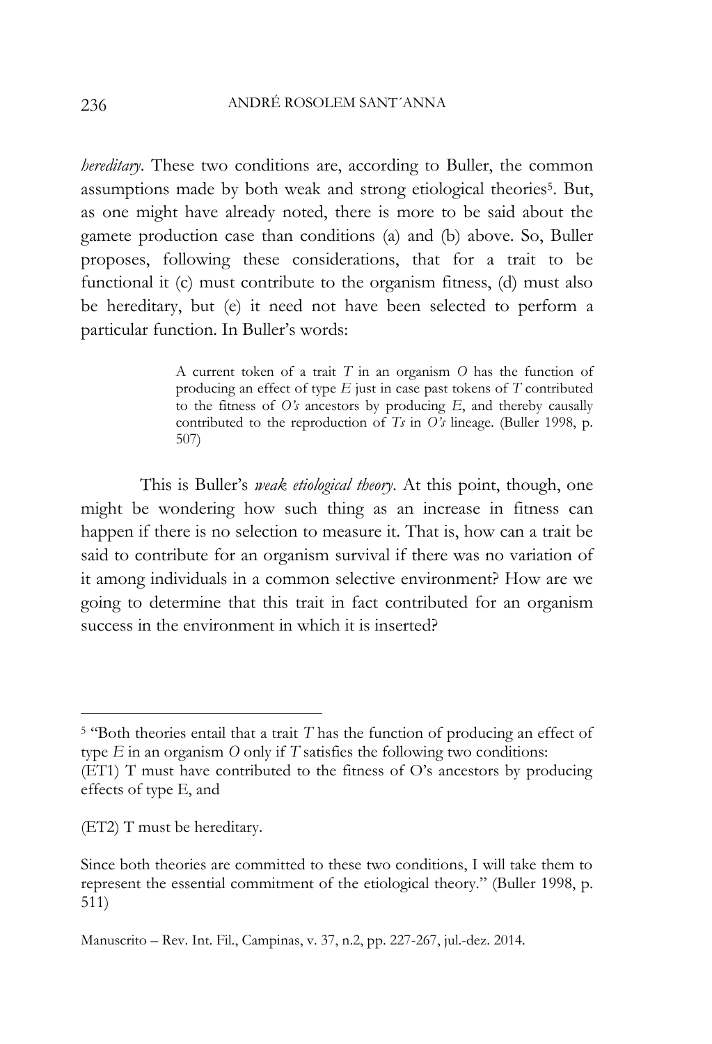*hereditary*. These two conditions are, according to Buller, the common assumptions made by both weak and strong etiological theories[5]. But, as one might have already noted, there is more to be said about the gamete production case than conditions (a) and (b) above. So, Buller proposes, following these considerations, that for a trait to be functional it (c) must contribute to the organism fitness, (d) must also be hereditary, but (e) it need not have been selected to perform a particular function. In Buller's words:

> A current token of a trait *T* in an organism *O* has the function of producing an effect of type *E* just in case past tokens of *T* contributed to the fitness of *O's* ancestors by producing *E*, and thereby causally contributed to the reproduction of *Ts* in *O's* lineage. (Buller 1998, p. 507)

This is Buller's *weak etiological theory*. At this point, though, one might be wondering how such thing as an increase in fitness can happen if there is no selection to measure it. That is, how can a trait be said to contribute for an organism survival if there was no variation of it among individuals in a common selective environment? How are we going to determine that this trait in fact contributed for an organism success in the environment in which it is inserted?

---

[5] "Both theories entail that a trait *T* has the function of producing an effect of type *E* in an organism *O* only if *T* satisfies the following two conditions:
(ET1) T must have contributed to the fitness of O's ancestors by producing effects of type E, and

(ET2) T must be hereditary.

Since both theories are committed to these two conditions, I will take them to represent the essential commitment of the etiological theory." (Buller 1998, p. 511)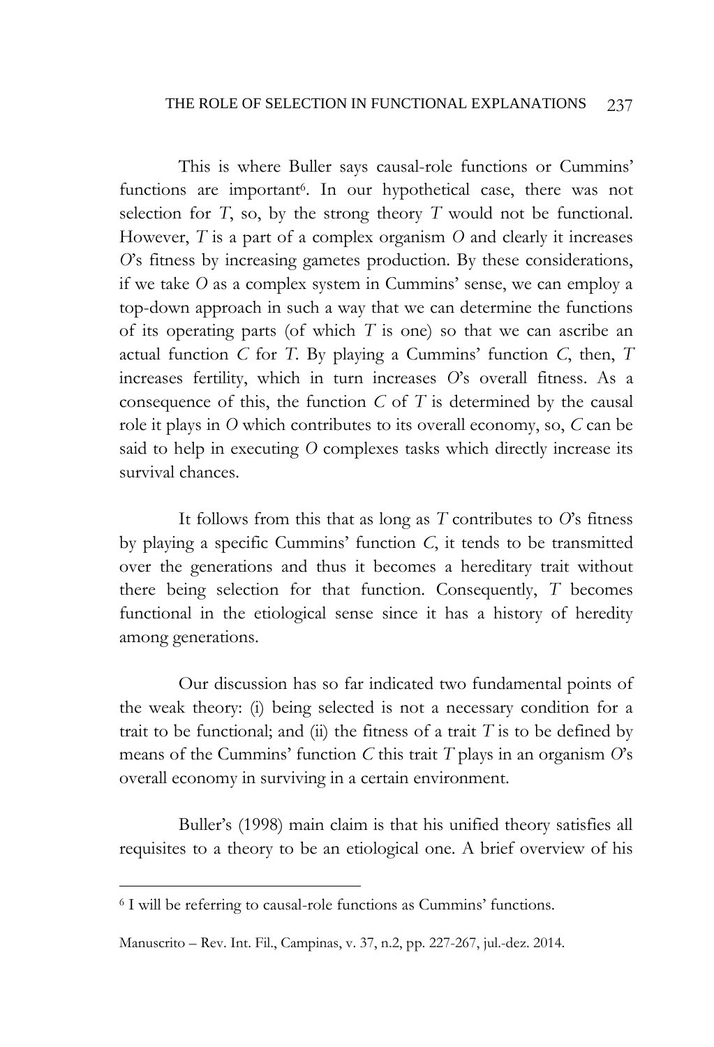This is where Buller says causal-role functions or Cummins' functions are important[6]. In our hypothetical case, there was not selection for *T*, so, by the strong theory *T* would not be functional. However, *T* is a part of a complex organism *O* and clearly it increases *O*'s fitness by increasing gametes production. By these considerations, if we take *O* as a complex system in Cummins' sense, we can employ a top-down approach in such a way that we can determine the functions of its operating parts (of which *T* is one) so that we can ascribe an actual function *C* for *T*. By playing a Cummins' function *C*, then, *T* increases fertility, which in turn increases *O*'s overall fitness. As a consequence of this, the function *C* of *T* is determined by the causal role it plays in *O* which contributes to its overall economy, so, *C* can be said to help in executing *O* complexes tasks which directly increase its survival chances.

It follows from this that as long as *T* contributes to *O*'s fitness by playing a specific Cummins' function *C*, it tends to be transmitted over the generations and thus it becomes a hereditary trait without there being selection for that function. Consequently, *T* becomes functional in the etiological sense since it has a history of heredity among generations.

Our discussion has so far indicated two fundamental points of the weak theory: (i) being selected is not a necessary condition for a trait to be functional; and (ii) the fitness of a trait *T* is to be defined by means of the Cummins' function *C* this trait *T* plays in an organism *O*'s overall economy in surviving in a certain environment.

Buller's (1998) main claim is that his unified theory satisfies all requisites to a theory to be an etiological one. A brief overview of his

[6] I will be referring to causal-role functions as Cummins' functions.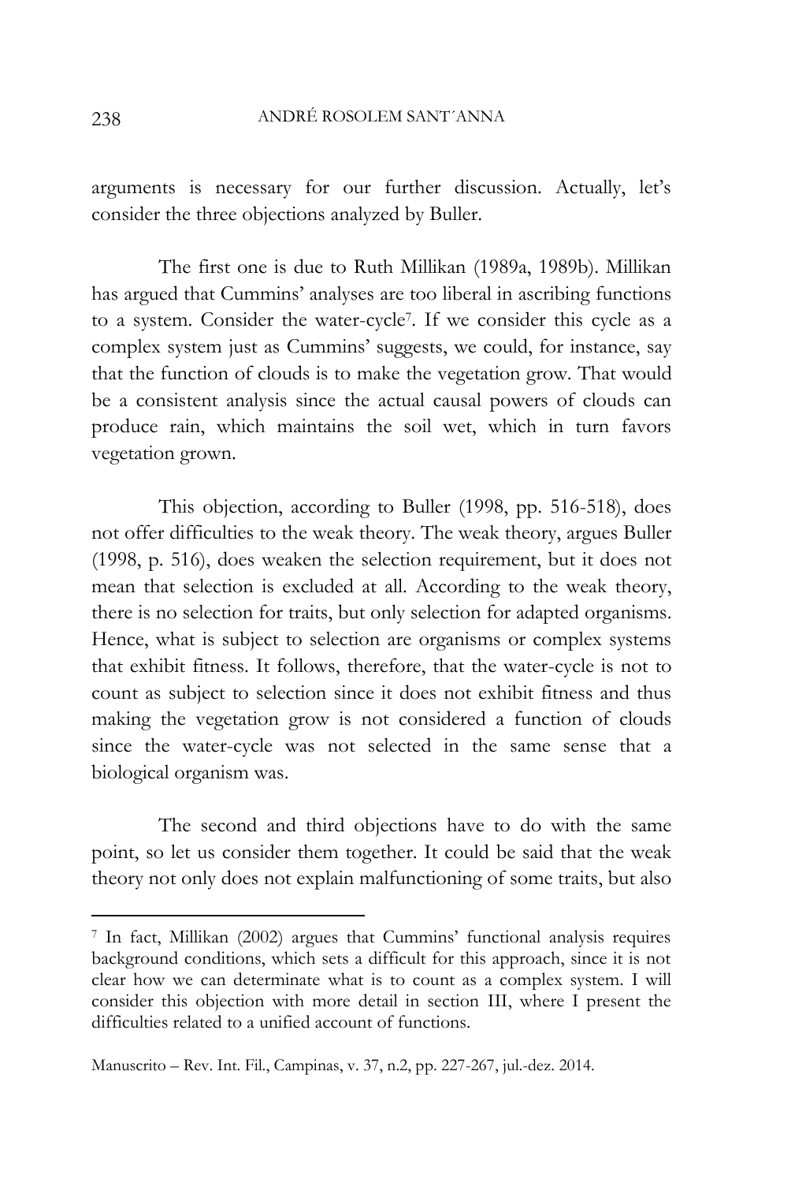arguments is necessary for our further discussion. Actually, let's consider the three objections analyzed by Buller.

The first one is due to Ruth Millikan (1989a, 1989b). Millikan has argued that Cummins' analyses are too liberal in ascribing functions to a system. Consider the water-cycle[7]. If we consider this cycle as a complex system just as Cummins' suggests, we could, for instance, say that the function of clouds is to make the vegetation grow. That would be a consistent analysis since the actual causal powers of clouds can produce rain, which maintains the soil wet, which in turn favors vegetation grown.

This objection, according to Buller (1998, pp. 516-518), does not offer difficulties to the weak theory. The weak theory, argues Buller (1998, p. 516), does weaken the selection requirement, but it does not mean that selection is excluded at all. According to the weak theory, there is no selection for traits, but only selection for adapted organisms. Hence, what is subject to selection are organisms or complex systems that exhibit fitness. It follows, therefore, that the water-cycle is not to count as subject to selection since it does not exhibit fitness and thus making the vegetation grow is not considered a function of clouds since the water-cycle was not selected in the same sense that a biological organism was.

The second and third objections have to do with the same point, so let us consider them together. It could be said that the weak theory not only does not explain malfunctioning of some traits, but also

---

[7] In fact, Millikan (2002) argues that Cummins' functional analysis requires background conditions, which sets a difficult for this approach, since it is not clear how we can determinate what is to count as a complex system. I will consider this objection with more detail in section III, where I present the difficulties related to a unified account of functions.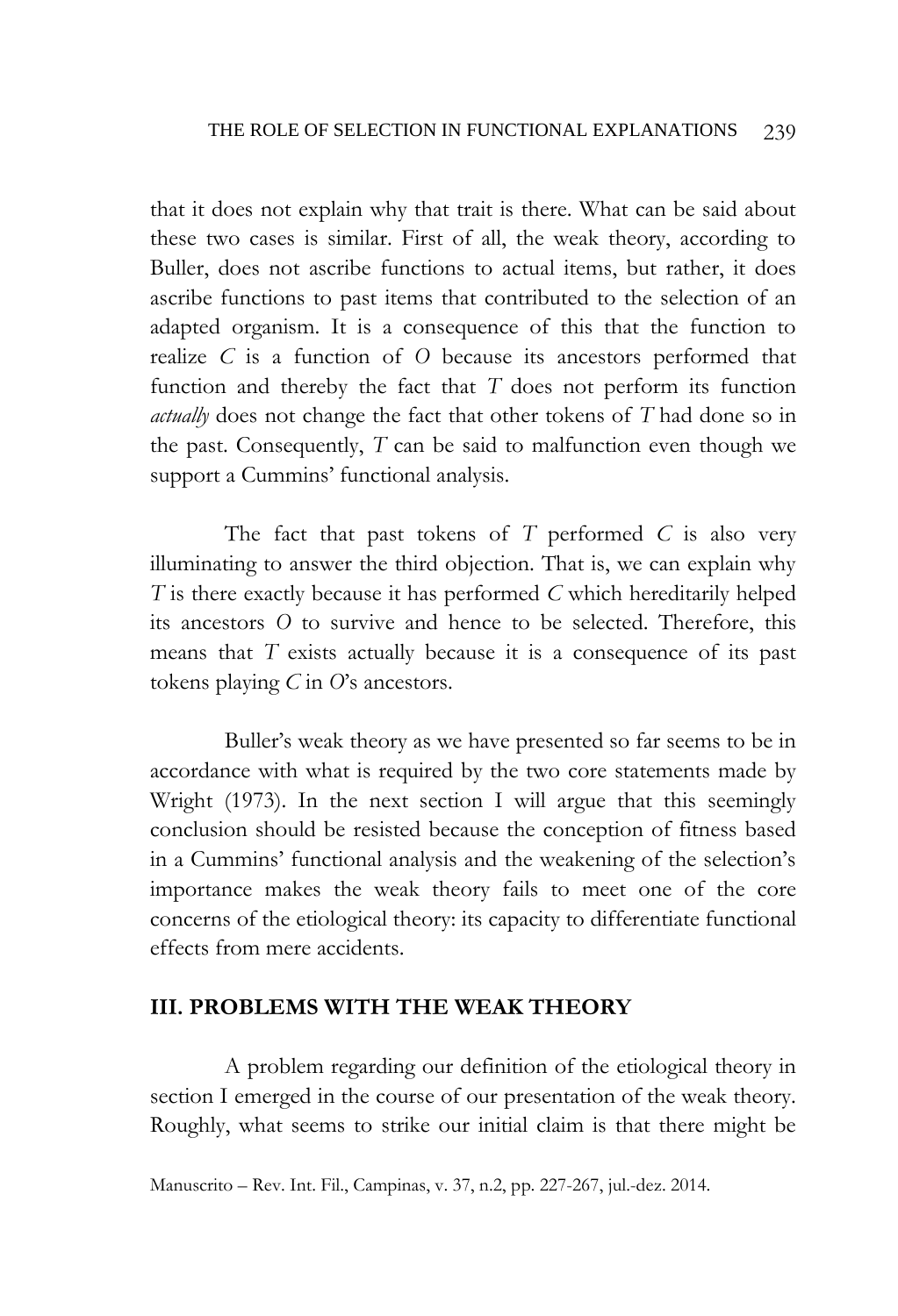that it does not explain why that trait is there. What can be said about these two cases is similar. First of all, the weak theory, according to Buller, does not ascribe functions to actual items, but rather, it does ascribe functions to past items that contributed to the selection of an adapted organism. It is a consequence of this that the function to realize *C* is a function of *O* because its ancestors performed that function and thereby the fact that *T* does not perform its function *actually* does not change the fact that other tokens of *T* had done so in the past. Consequently, *T* can be said to malfunction even though we support a Cummins' functional analysis.

The fact that past tokens of *T* performed *C* is also very illuminating to answer the third objection. That is, we can explain why *T* is there exactly because it has performed *C* which hereditarily helped its ancestors *O* to survive and hence to be selected. Therefore, this means that *T* exists actually because it is a consequence of its past tokens playing *C* in *O*'s ancestors.

Buller's weak theory as we have presented so far seems to be in accordance with what is required by the two core statements made by Wright (1973). In the next section I will argue that this seemingly conclusion should be resisted because the conception of fitness based in a Cummins' functional analysis and the weakening of the selection's importance makes the weak theory fails to meet one of the core concerns of the etiological theory: its capacity to differentiate functional effects from mere accidents.

## III. PROBLEMS WITH THE WEAK THEORY

A problem regarding our definition of the etiological theory in section I emerged in the course of our presentation of the weak theory. Roughly, what seems to strike our initial claim is that there might be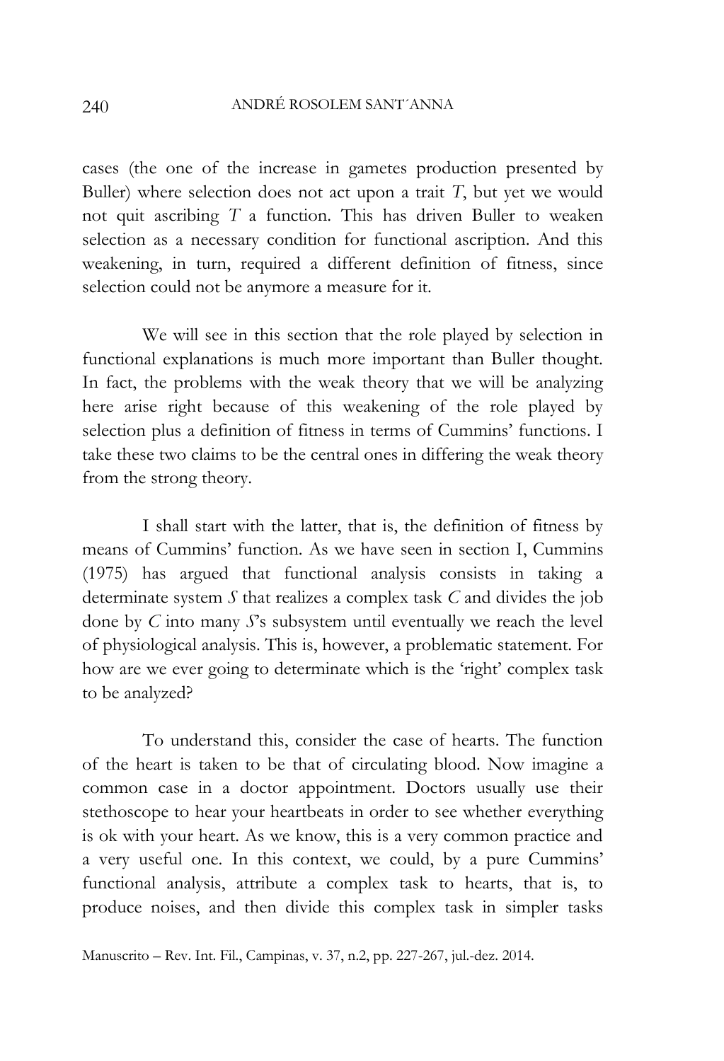cases (the one of the increase in gametes production presented by Buller) where selection does not act upon a trait *T*, but yet we would not quit ascribing *T* a function. This has driven Buller to weaken selection as a necessary condition for functional ascription. And this weakening, in turn, required a different definition of fitness, since selection could not be anymore a measure for it.

We will see in this section that the role played by selection in functional explanations is much more important than Buller thought. In fact, the problems with the weak theory that we will be analyzing here arise right because of this weakening of the role played by selection plus a definition of fitness in terms of Cummins' functions. I take these two claims to be the central ones in differing the weak theory from the strong theory.

I shall start with the latter, that is, the definition of fitness by means of Cummins' function. As we have seen in section I, Cummins (1975) has argued that functional analysis consists in taking a determinate system *S* that realizes a complex task *C* and divides the job done by *C* into many *S*'s subsystem until eventually we reach the level of physiological analysis. This is, however, a problematic statement. For how are we ever going to determinate which is the 'right' complex task to be analyzed?

To understand this, consider the case of hearts. The function of the heart is taken to be that of circulating blood. Now imagine a common case in a doctor appointment. Doctors usually use their stethoscope to hear your heartbeats in order to see whether everything is ok with your heart. As we know, this is a very common practice and a very useful one. In this context, we could, by a pure Cummins' functional analysis, attribute a complex task to hearts, that is, to produce noises, and then divide this complex task in simpler tasks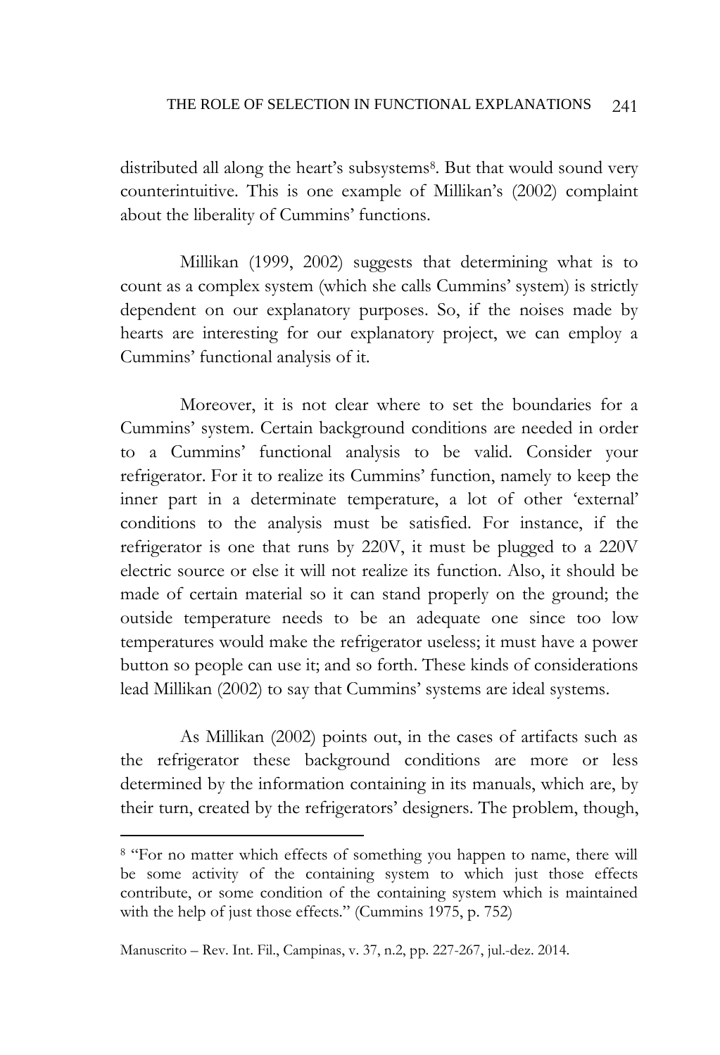distributed all along the heart's subsystems[8]. But that would sound very counterintuitive. This is one example of Millikan's (2002) complaint about the liberality of Cummins' functions.

Millikan (1999, 2002) suggests that determining what is to count as a complex system (which she calls Cummins' system) is strictly dependent on our explanatory purposes. So, if the noises made by hearts are interesting for our explanatory project, we can employ a Cummins' functional analysis of it.

Moreover, it is not clear where to set the boundaries for a Cummins' system. Certain background conditions are needed in order to a Cummins' functional analysis to be valid. Consider your refrigerator. For it to realize its Cummins' function, namely to keep the inner part in a determinate temperature, a lot of other 'external' conditions to the analysis must be satisfied. For instance, if the refrigerator is one that runs by 220V, it must be plugged to a 220V electric source or else it will not realize its function. Also, it should be made of certain material so it can stand properly on the ground; the outside temperature needs to be an adequate one since too low temperatures would make the refrigerator useless; it must have a power button so people can use it; and so forth. These kinds of considerations lead Millikan (2002) to say that Cummins' systems are ideal systems.

As Millikan (2002) points out, in the cases of artifacts such as the refrigerator these background conditions are more or less determined by the information containing in its manuals, which are, by their turn, created by the refrigerators' designers. The problem, though,

---

[8] "For no matter which effects of something you happen to name, there will be some activity of the containing system to which just those effects contribute, or some condition of the containing system which is maintained with the help of just those effects." (Cummins 1975, p. 752)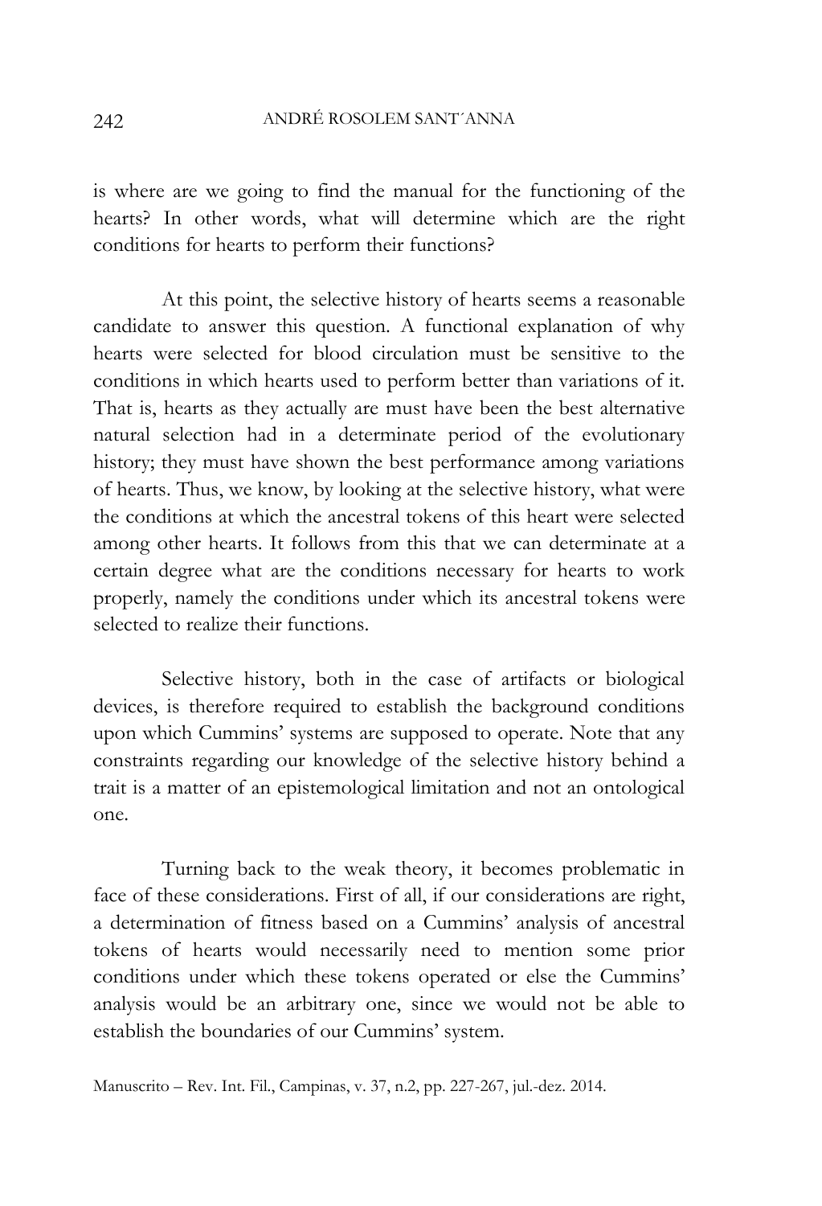is where are we going to find the manual for the functioning of the hearts? In other words, what will determine which are the right conditions for hearts to perform their functions?

At this point, the selective history of hearts seems a reasonable candidate to answer this question. A functional explanation of why hearts were selected for blood circulation must be sensitive to the conditions in which hearts used to perform better than variations of it. That is, hearts as they actually are must have been the best alternative natural selection had in a determinate period of the evolutionary history; they must have shown the best performance among variations of hearts. Thus, we know, by looking at the selective history, what were the conditions at which the ancestral tokens of this heart were selected among other hearts. It follows from this that we can determinate at a certain degree what are the conditions necessary for hearts to work properly, namely the conditions under which its ancestral tokens were selected to realize their functions.

Selective history, both in the case of artifacts or biological devices, is therefore required to establish the background conditions upon which Cummins' systems are supposed to operate. Note that any constraints regarding our knowledge of the selective history behind a trait is a matter of an epistemological limitation and not an ontological one.

Turning back to the weak theory, it becomes problematic in face of these considerations. First of all, if our considerations are right, a determination of fitness based on a Cummins' analysis of ancestral tokens of hearts would necessarily need to mention some prior conditions under which these tokens operated or else the Cummins' analysis would be an arbitrary one, since we would not be able to establish the boundaries of our Cummins' system.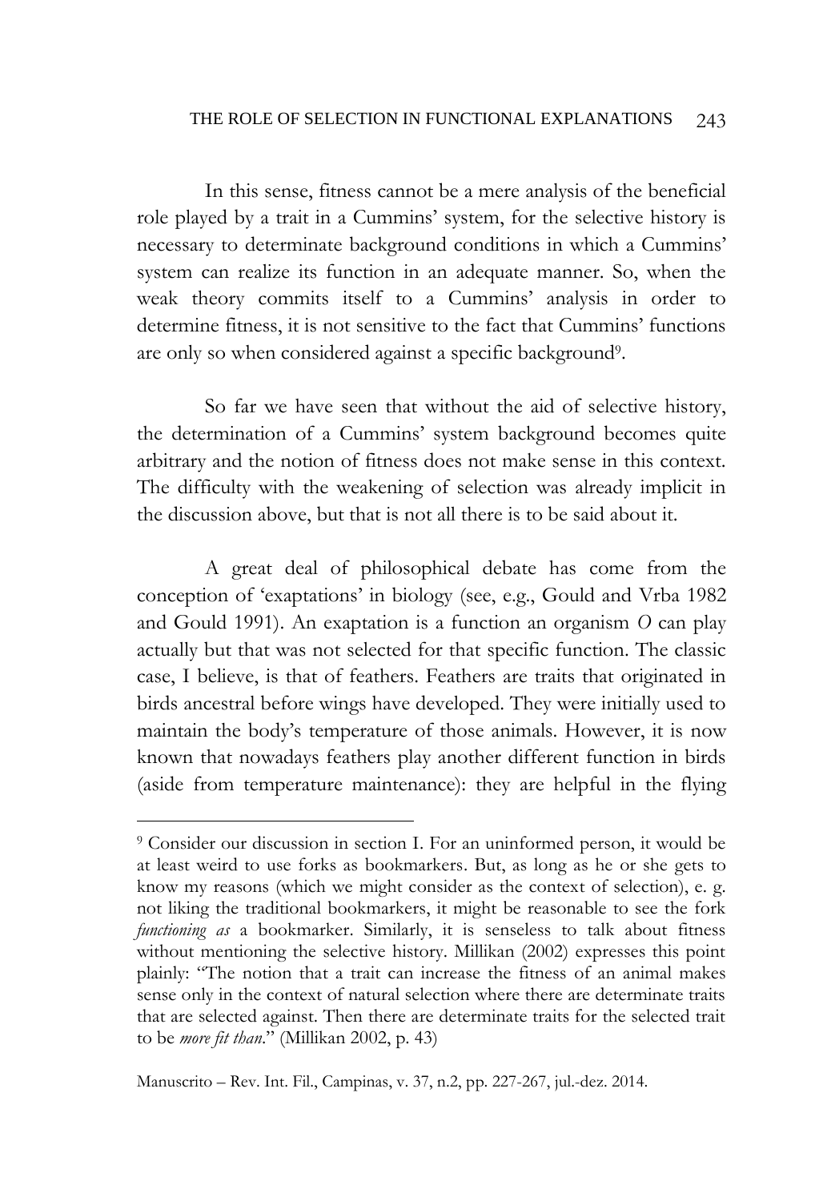In this sense, fitness cannot be a mere analysis of the beneficial role played by a trait in a Cummins' system, for the selective history is necessary to determinate background conditions in which a Cummins' system can realize its function in an adequate manner. So, when the weak theory commits itself to a Cummins' analysis in order to determine fitness, it is not sensitive to the fact that Cummins' functions are only so when considered against a specific background[9].

So far we have seen that without the aid of selective history, the determination of a Cummins' system background becomes quite arbitrary and the notion of fitness does not make sense in this context. The difficulty with the weakening of selection was already implicit in the discussion above, but that is not all there is to be said about it.

A great deal of philosophical debate has come from the conception of 'exaptations' in biology (see, e.g., Gould and Vrba 1982 and Gould 1991). An exaptation is a function an organism *O* can play actually but that was not selected for that specific function. The classic case, I believe, is that of feathers. Feathers are traits that originated in birds ancestral before wings have developed. They were initially used to maintain the body's temperature of those animals. However, it is now known that nowadays feathers play another different function in birds (aside from temperature maintenance): they are helpful in the flying

---

[9] Consider our discussion in section I. For an uninformed person, it would be at least weird to use forks as bookmarkers. But, as long as he or she gets to know my reasons (which we might consider as the context of selection), e. g. not liking the traditional bookmarkers, it might be reasonable to see the fork *functioning as* a bookmarker. Similarly, it is senseless to talk about fitness without mentioning the selective history. Millikan (2002) expresses this point plainly: "The notion that a trait can increase the fitness of an animal makes sense only in the context of natural selection where there are determinate traits that are selected against. Then there are determinate traits for the selected trait to be *more fit than*." (Millikan 2002, p. 43)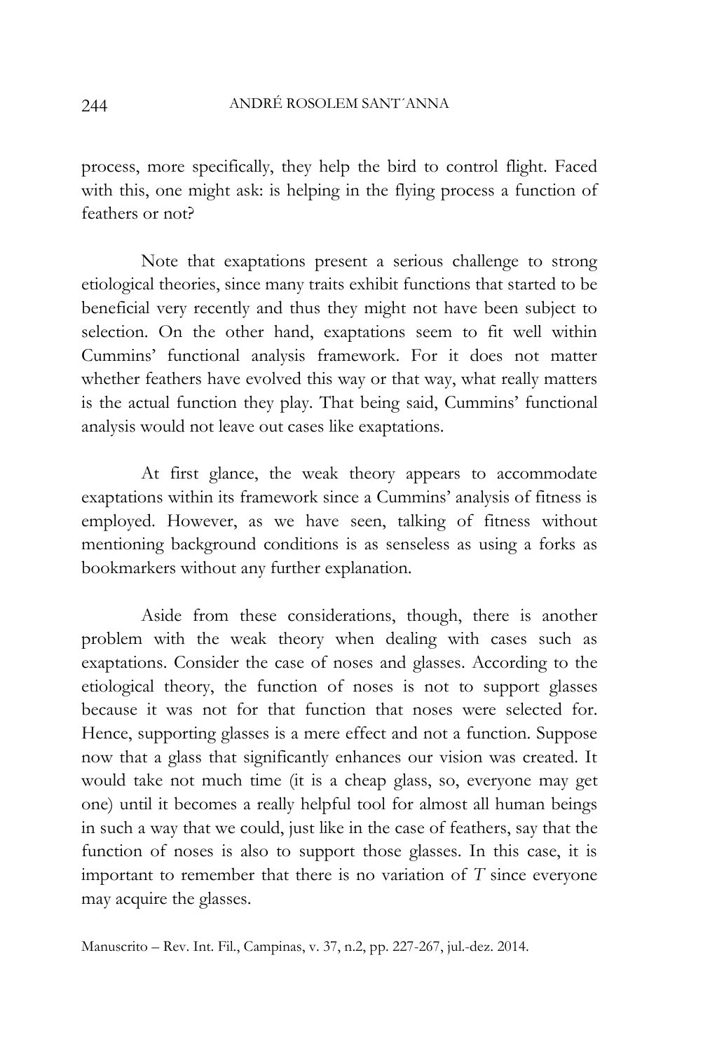process, more specifically, they help the bird to control flight. Faced with this, one might ask: is helping in the flying process a function of feathers or not?

Note that exaptations present a serious challenge to strong etiological theories, since many traits exhibit functions that started to be beneficial very recently and thus they might not have been subject to selection. On the other hand, exaptations seem to fit well within Cummins' functional analysis framework. For it does not matter whether feathers have evolved this way or that way, what really matters is the actual function they play. That being said, Cummins' functional analysis would not leave out cases like exaptations.

At first glance, the weak theory appears to accommodate exaptations within its framework since a Cummins' analysis of fitness is employed. However, as we have seen, talking of fitness without mentioning background conditions is as senseless as using a forks as bookmarkers without any further explanation.

Aside from these considerations, though, there is another problem with the weak theory when dealing with cases such as exaptations. Consider the case of noses and glasses. According to the etiological theory, the function of noses is not to support glasses because it was not for that function that noses were selected for. Hence, supporting glasses is a mere effect and not a function. Suppose now that a glass that significantly enhances our vision was created. It would take not much time (it is a cheap glass, so, everyone may get one) until it becomes a really helpful tool for almost all human beings in such a way that we could, just like in the case of feathers, say that the function of noses is also to support those glasses. In this case, it is important to remember that there is no variation of *T* since everyone may acquire the glasses.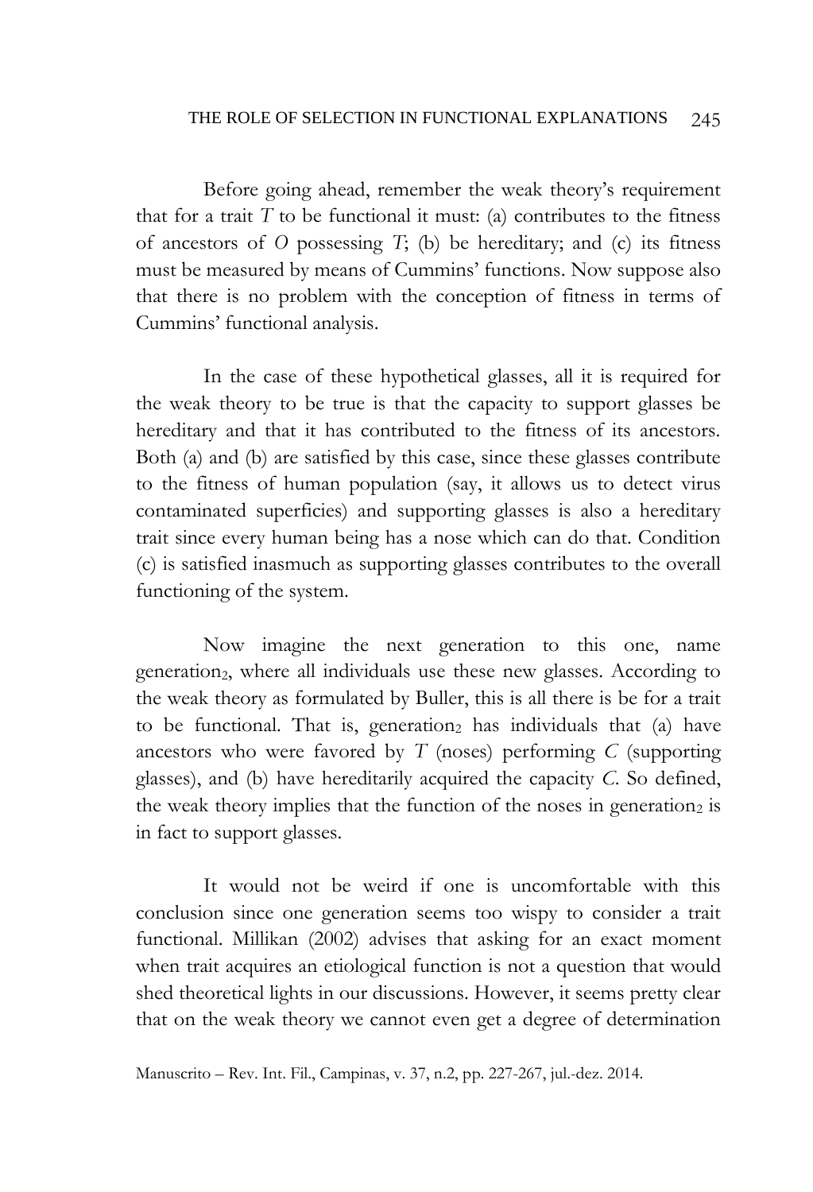Before going ahead, remember the weak theory's requirement that for a trait *T* to be functional it must: (a) contributes to the fitness of ancestors of *O* possessing *T*; (b) be hereditary; and (c) its fitness must be measured by means of Cummins' functions. Now suppose also that there is no problem with the conception of fitness in terms of Cummins' functional analysis.

In the case of these hypothetical glasses, all it is required for the weak theory to be true is that the capacity to support glasses be hereditary and that it has contributed to the fitness of its ancestors. Both (a) and (b) are satisfied by this case, since these glasses contribute to the fitness of human population (say, it allows us to detect virus contaminated superficies) and supporting glasses is also a hereditary trait since every human being has a nose which can do that. Condition (c) is satisfied inasmuch as supporting glasses contributes to the overall functioning of the system.

Now imagine the next generation to this one, name generation$_2$, where all individuals use these new glasses. According to the weak theory as formulated by Buller, this is all there is be for a trait to be functional. That is, generation$_2$ has individuals that (a) have ancestors who were favored by *T* (noses) performing *C* (supporting glasses), and (b) have hereditarily acquired the capacity *C*. So defined, the weak theory implies that the function of the noses in generation$_2$ is in fact to support glasses.

It would not be weird if one is uncomfortable with this conclusion since one generation seems too wispy to consider a trait functional. Millikan (2002) advises that asking for an exact moment when trait acquires an etiological function is not a question that would shed theoretical lights in our discussions. However, it seems pretty clear that on the weak theory we cannot even get a degree of determination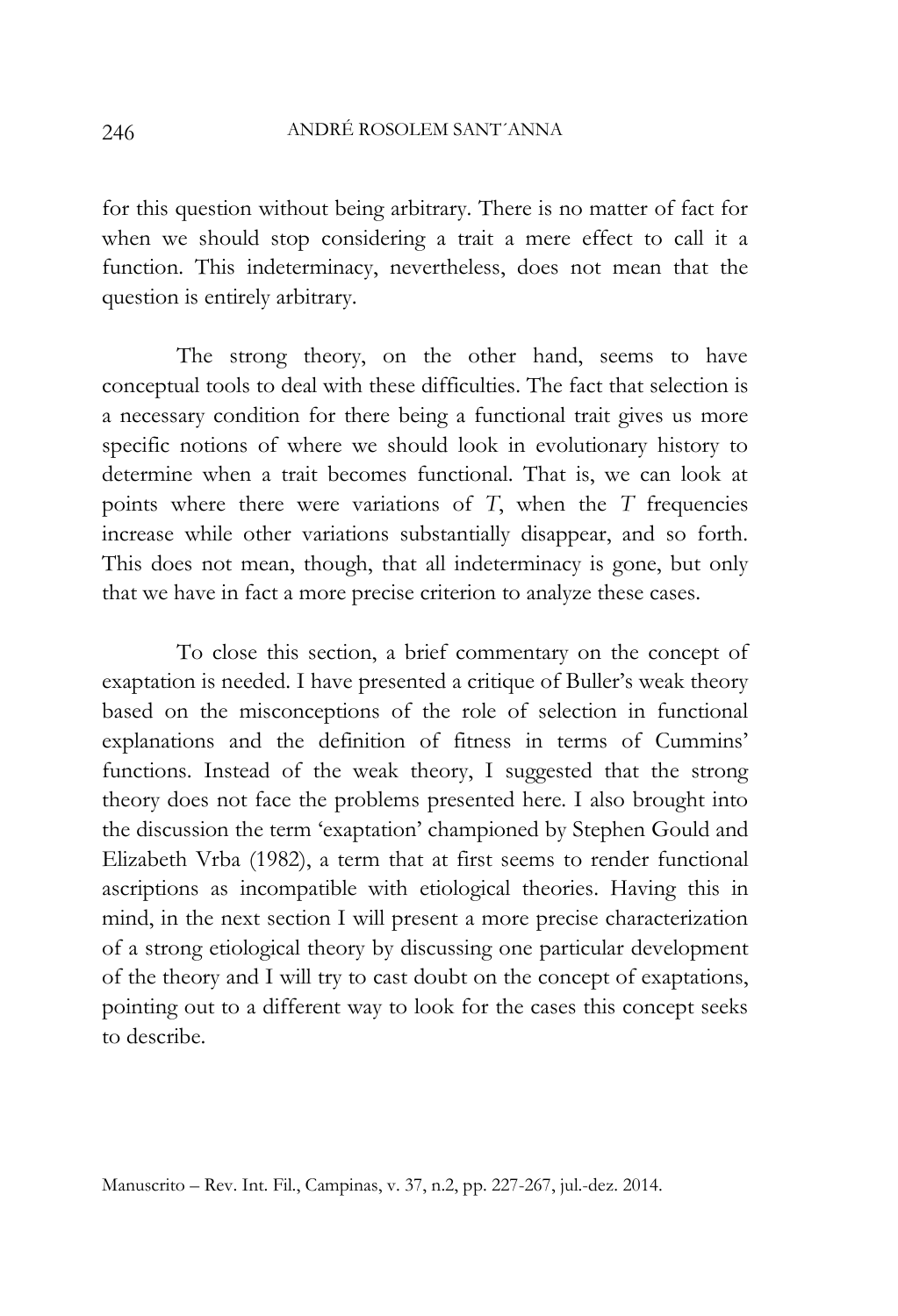for this question without being arbitrary. There is no matter of fact for when we should stop considering a trait a mere effect to call it a function. This indeterminacy, nevertheless, does not mean that the question is entirely arbitrary.

The strong theory, on the other hand, seems to have conceptual tools to deal with these difficulties. The fact that selection is a necessary condition for there being a functional trait gives us more specific notions of where we should look in evolutionary history to determine when a trait becomes functional. That is, we can look at points where there were variations of *T*, when the *T* frequencies increase while other variations substantially disappear, and so forth. This does not mean, though, that all indeterminacy is gone, but only that we have in fact a more precise criterion to analyze these cases.

To close this section, a brief commentary on the concept of exaptation is needed. I have presented a critique of Buller's weak theory based on the misconceptions of the role of selection in functional explanations and the definition of fitness in terms of Cummins' functions. Instead of the weak theory, I suggested that the strong theory does not face the problems presented here. I also brought into the discussion the term 'exaptation' championed by Stephen Gould and Elizabeth Vrba (1982), a term that at first seems to render functional ascriptions as incompatible with etiological theories. Having this in mind, in the next section I will present a more precise characterization of a strong etiological theory by discussing one particular development of the theory and I will try to cast doubt on the concept of exaptations, pointing out to a different way to look for the cases this concept seeks to describe.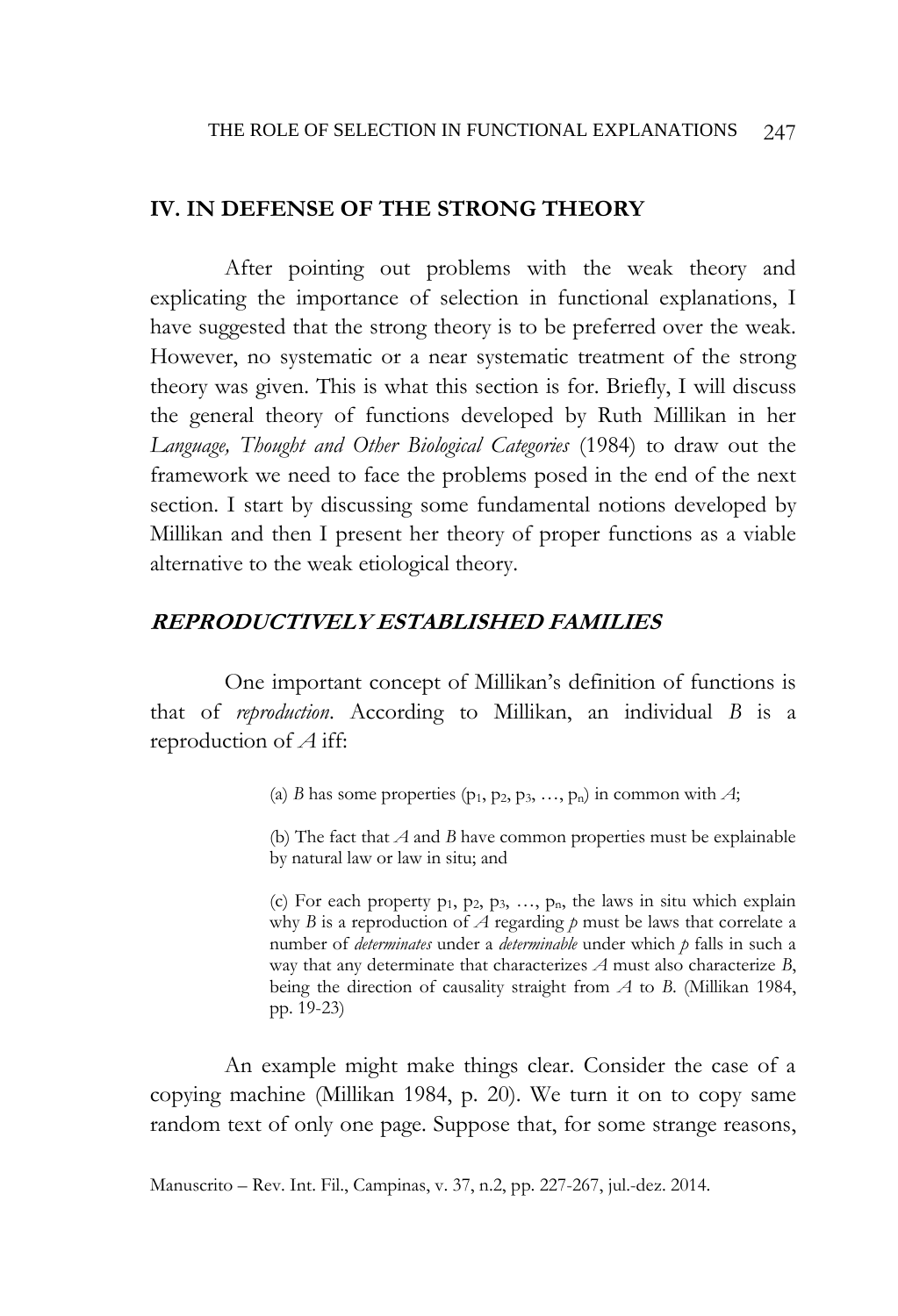## IV. IN DEFENSE OF THE STRONG THEORY

After pointing out problems with the weak theory and explicating the importance of selection in functional explanations, I have suggested that the strong theory is to be preferred over the weak. However, no systematic or a near systematic treatment of the strong theory was given. This is what this section is for. Briefly, I will discuss the general theory of functions developed by Ruth Millikan in her *Language, Thought and Other Biological Categories* (1984) to draw out the framework we need to face the problems posed in the end of the next section. I start by discussing some fundamental notions developed by Millikan and then I present her theory of proper functions as a viable alternative to the weak etiological theory.

### ***REPRODUCTIVELY ESTABLISHED FAMILIES***

One important concept of Millikan's definition of functions is that of *reproduction*. According to Millikan, an individual *B* is a reproduction of *A* iff:

> (a) *B* has some properties ($p_1$, $p_2$, $p_3$, …, $p_n$) in common with *A*;
>
> (b) The fact that *A* and *B* have common properties must be explainable by natural law or law in situ; and
>
> (c) For each property $p_1$, $p_2$, $p_3$, …, $p_n$, the laws in situ which explain why *B* is a reproduction of *A* regarding *p* must be laws that correlate a number of *determinates* under a *determinable* under which *p* falls in such a way that any determinate that characterizes *A* must also characterize *B*, being the direction of causality straight from *A* to *B*. (Millikan 1984, pp. 19-23)

An example might make things clear. Consider the case of a copying machine (Millikan 1984, p. 20). We turn it on to copy same random text of only one page. Suppose that, for some strange reasons,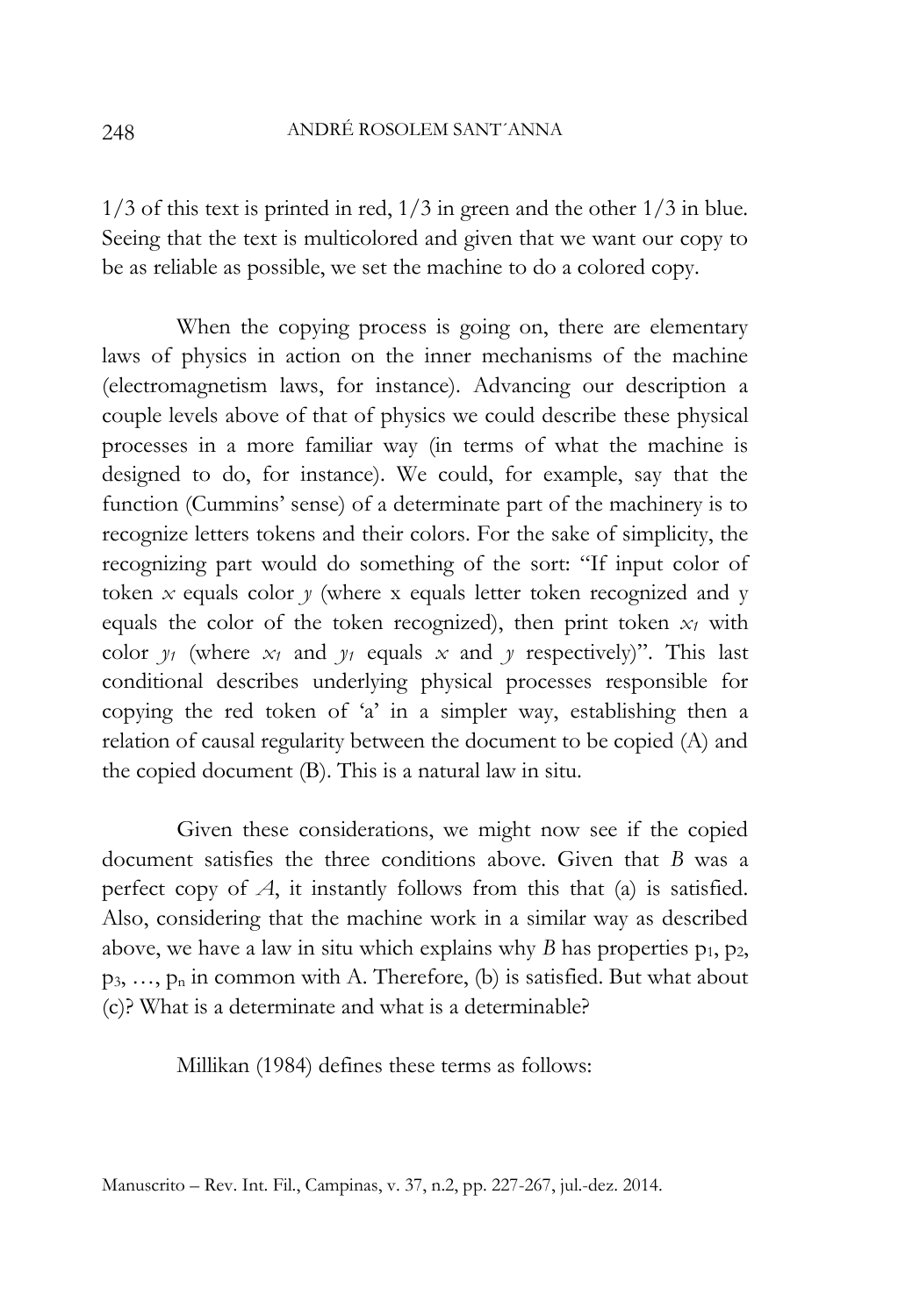1/3 of this text is printed in red, 1/3 in green and the other 1/3 in blue. Seeing that the text is multicolored and given that we want our copy to be as reliable as possible, we set the machine to do a colored copy.

When the copying process is going on, there are elementary laws of physics in action on the inner mechanisms of the machine (electromagnetism laws, for instance). Advancing our description a couple levels above of that of physics we could describe these physical processes in a more familiar way (in terms of what the machine is designed to do, for instance). We could, for example, say that the function (Cummins' sense) of a determinate part of the machinery is to recognize letters tokens and their colors. For the sake of simplicity, the recognizing part would do something of the sort: "If input color of token $x$ equals color $y$ (where x equals letter token recognized and y equals the color of the token recognized), then print token $x_1$ with color $y_1$ (where $x_1$ and $y_1$ equals $x$ and $y$ respectively)". This last conditional describes underlying physical processes responsible for copying the red token of 'a' in a simpler way, establishing then a relation of causal regularity between the document to be copied (A) and the copied document (B). This is a natural law in situ.

Given these considerations, we might now see if the copied document satisfies the three conditions above. Given that *B* was a perfect copy of *A*, it instantly follows from this that (a) is satisfied. Also, considering that the machine work in a similar way as described above, we have a law in situ which explains why *B* has properties $p_1$, $p_2$, $p_3$, …, $p_n$ in common with A. Therefore, (b) is satisfied. But what about (c)? What is a determinate and what is a determinable?

Millikan (1984) defines these terms as follows: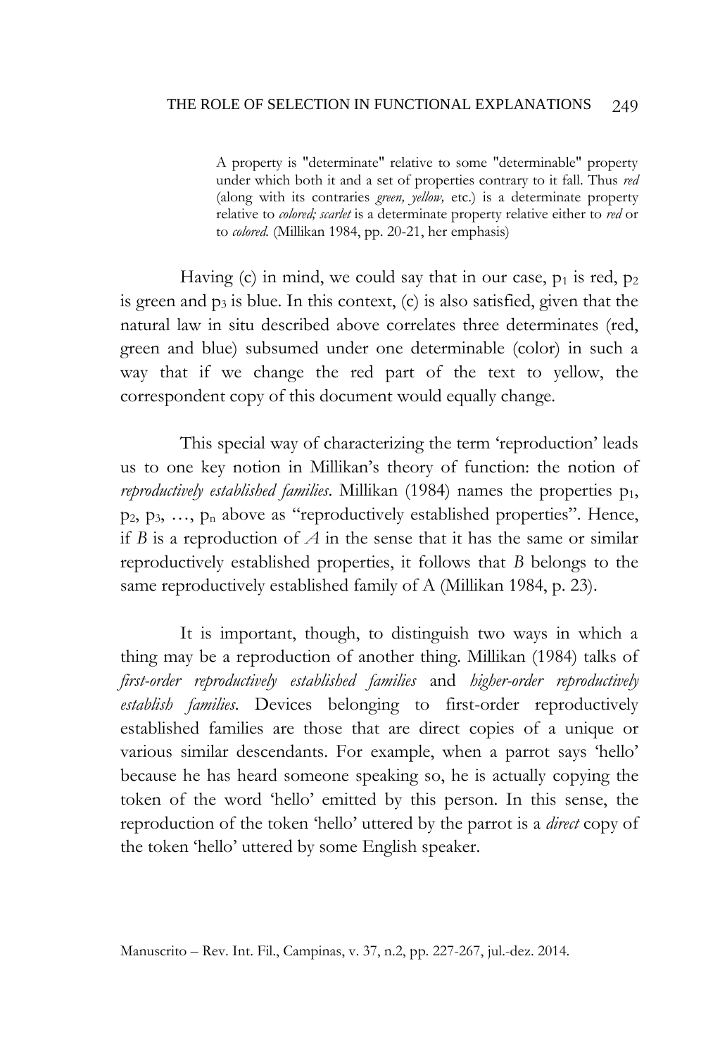> A property is "determinate" relative to some "determinable" property under which both it and a set of properties contrary to it fall. Thus *red* (along with its contraries *green, yellow,* etc.) is a determinate property relative to *colored; scarlet* is a determinate property relative either to *red* or to *colored.* (Millikan 1984, pp. 20-21, her emphasis)

Having (c) in mind, we could say that in our case, $p_1$ is red, $p_2$ is green and $p_3$ is blue. In this context, (c) is also satisfied, given that the natural law in situ described above correlates three determinates (red, green and blue) subsumed under one determinable (color) in such a way that if we change the red part of the text to yellow, the correspondent copy of this document would equally change.

This special way of characterizing the term 'reproduction' leads us to one key notion in Millikan's theory of function: the notion of *reproductively established families*. Millikan (1984) names the properties $p_1$, $p_2$, $p_3$, …, $p_n$ above as "reproductively established properties". Hence, if *B* is a reproduction of *A* in the sense that it has the same or similar reproductively established properties, it follows that *B* belongs to the same reproductively established family of A (Millikan 1984, p. 23).

It is important, though, to distinguish two ways in which a thing may be a reproduction of another thing. Millikan (1984) talks of *first-order reproductively established families* and *higher-order reproductively establish families*. Devices belonging to first-order reproductively established families are those that are direct copies of a unique or various similar descendants. For example, when a parrot says 'hello' because he has heard someone speaking so, he is actually copying the token of the word 'hello' emitted by this person. In this sense, the reproduction of the token 'hello' uttered by the parrot is a *direct* copy of the token 'hello' uttered by some English speaker.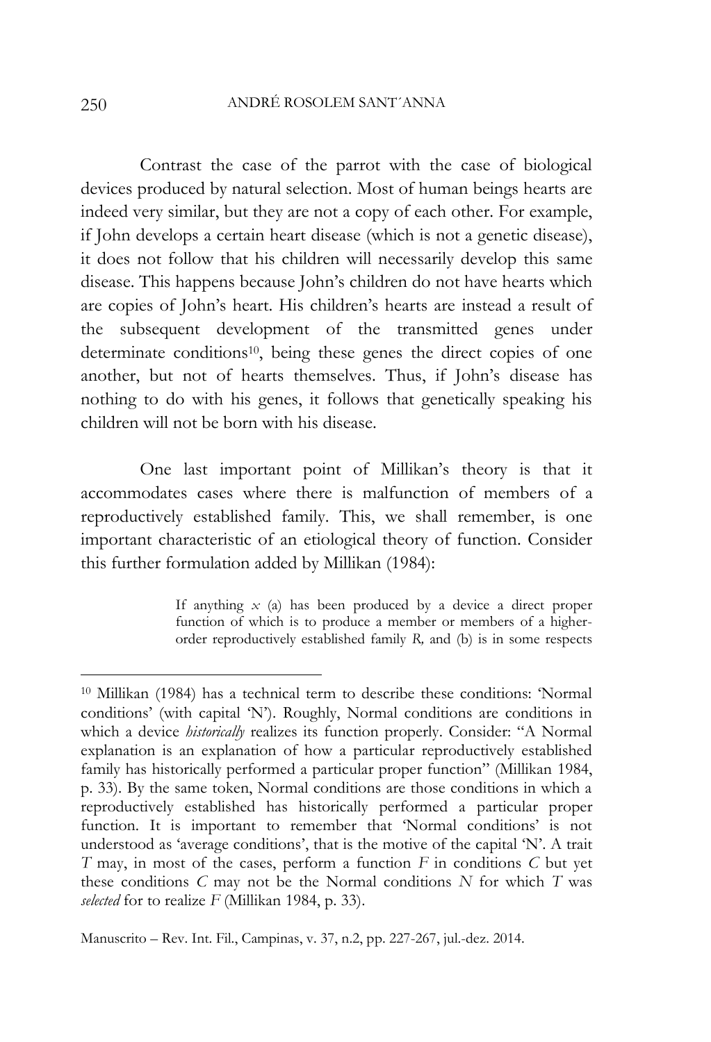Contrast the case of the parrot with the case of biological devices produced by natural selection. Most of human beings hearts are indeed very similar, but they are not a copy of each other. For example, if John develops a certain heart disease (which is not a genetic disease), it does not follow that his children will necessarily develop this same disease. This happens because John's children do not have hearts which are copies of John's heart. His children's hearts are instead a result of the subsequent development of the transmitted genes under determinate conditions[10], being these genes the direct copies of one another, but not of hearts themselves. Thus, if John's disease has nothing to do with his genes, it follows that genetically speaking his children will not be born with his disease.

One last important point of Millikan's theory is that it accommodates cases where there is malfunction of members of a reproductively established family. This, we shall remember, is one important characteristic of an etiological theory of function. Consider this further formulation added by Millikan (1984):

> If anything *x* (a) has been produced by a device a direct proper function of which is to produce a member or members of a higher-order reproductively established family *R,* and (b) is in some respects

[10] Millikan (1984) has a technical term to describe these conditions: 'Normal conditions' (with capital 'N'). Roughly, Normal conditions are conditions in which a device *historically* realizes its function properly. Consider: "A Normal explanation is an explanation of how a particular reproductively established family has historically performed a particular proper function" (Millikan 1984, p. 33). By the same token, Normal conditions are those conditions in which a reproductively established has historically performed a particular proper function. It is important to remember that 'Normal conditions' is not understood as 'average conditions', that is the motive of the capital 'N'. A trait *T* may, in most of the cases, perform a function *F* in conditions *C* but yet these conditions *C* may not be the Normal conditions *N* for which *T* was *selected* for to realize *F* (Millikan 1984, p. 33).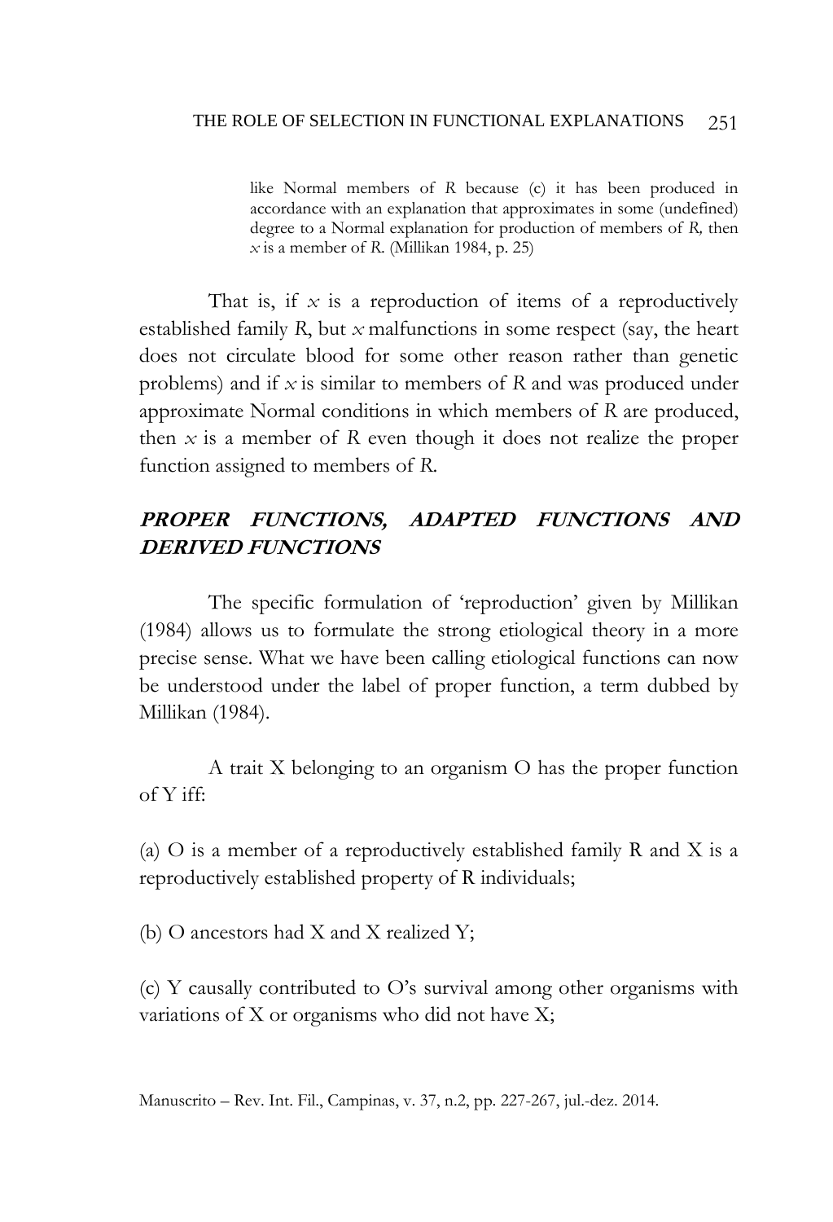> like Normal members of *R* because (c) it has been produced in accordance with an explanation that approximates in some (undefined) degree to a Normal explanation for production of members of *R,* then *x* is a member of *R*. (Millikan 1984, p. 25)

That is, if *x* is a reproduction of items of a reproductively established family *R*, but *x* malfunctions in some respect (say, the heart does not circulate blood for some other reason rather than genetic problems) and if *x* is similar to members of *R* and was produced under approximate Normal conditions in which members of *R* are produced, then *x* is a member of *R* even though it does not realize the proper function assigned to members of *R*.

## *PROPER FUNCTIONS, ADAPTED FUNCTIONS AND DERIVED FUNCTIONS*

The specific formulation of 'reproduction' given by Millikan (1984) allows us to formulate the strong etiological theory in a more precise sense. What we have been calling etiological functions can now be understood under the label of proper function, a term dubbed by Millikan (1984).

A trait X belonging to an organism O has the proper function of Y iff:

(a) O is a member of a reproductively established family R and X is a reproductively established property of R individuals;

(b) O ancestors had X and X realized Y;

(c) Y causally contributed to O's survival among other organisms with variations of X or organisms who did not have X;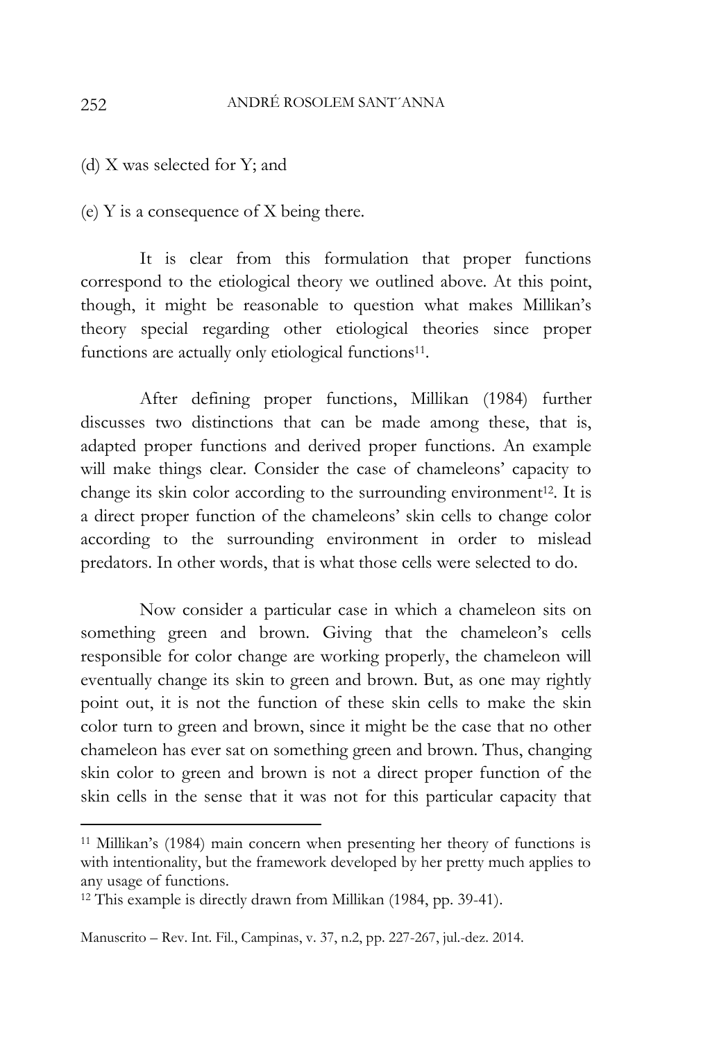(d) X was selected for Y; and

(e) Y is a consequence of X being there.

It is clear from this formulation that proper functions correspond to the etiological theory we outlined above. At this point, though, it might be reasonable to question what makes Millikan's theory special regarding other etiological theories since proper functions are actually only etiological functions[11].

After defining proper functions, Millikan (1984) further discusses two distinctions that can be made among these, that is, adapted proper functions and derived proper functions. An example will make things clear. Consider the case of chameleons' capacity to change its skin color according to the surrounding environment[12]. It is a direct proper function of the chameleons' skin cells to change color according to the surrounding environment in order to mislead predators. In other words, that is what those cells were selected to do.

Now consider a particular case in which a chameleon sits on something green and brown. Giving that the chameleon's cells responsible for color change are working properly, the chameleon will eventually change its skin to green and brown. But, as one may rightly point out, it is not the function of these skin cells to make the skin color turn to green and brown, since it might be the case that no other chameleon has ever sat on something green and brown. Thus, changing skin color to green and brown is not a direct proper function of the skin cells in the sense that it was not for this particular capacity that

---

[11] Millikan's (1984) main concern when presenting her theory of functions is with intentionality, but the framework developed by her pretty much applies to any usage of functions.

[12] This example is directly drawn from Millikan (1984, pp. 39-41).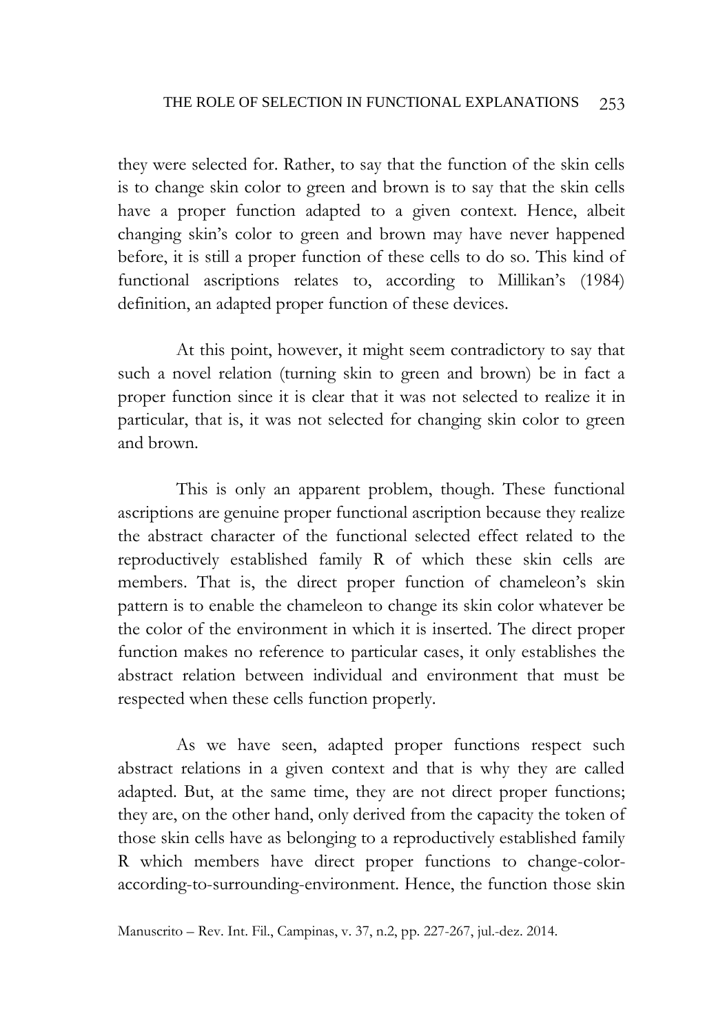they were selected for. Rather, to say that the function of the skin cells is to change skin color to green and brown is to say that the skin cells have a proper function adapted to a given context. Hence, albeit changing skin's color to green and brown may have never happened before, it is still a proper function of these cells to do so. This kind of functional ascriptions relates to, according to Millikan's (1984) definition, an adapted proper function of these devices.

At this point, however, it might seem contradictory to say that such a novel relation (turning skin to green and brown) be in fact a proper function since it is clear that it was not selected to realize it in particular, that is, it was not selected for changing skin color to green and brown.

This is only an apparent problem, though. These functional ascriptions are genuine proper functional ascription because they realize the abstract character of the functional selected effect related to the reproductively established family R of which these skin cells are members. That is, the direct proper function of chameleon's skin pattern is to enable the chameleon to change its skin color whatever be the color of the environment in which it is inserted. The direct proper function makes no reference to particular cases, it only establishes the abstract relation between individual and environment that must be respected when these cells function properly.

As we have seen, adapted proper functions respect such abstract relations in a given context and that is why they are called adapted. But, at the same time, they are not direct proper functions; they are, on the other hand, only derived from the capacity the token of those skin cells have as belonging to a reproductively established family R which members have direct proper functions to change-color-according-to-surrounding-environment. Hence, the function those skin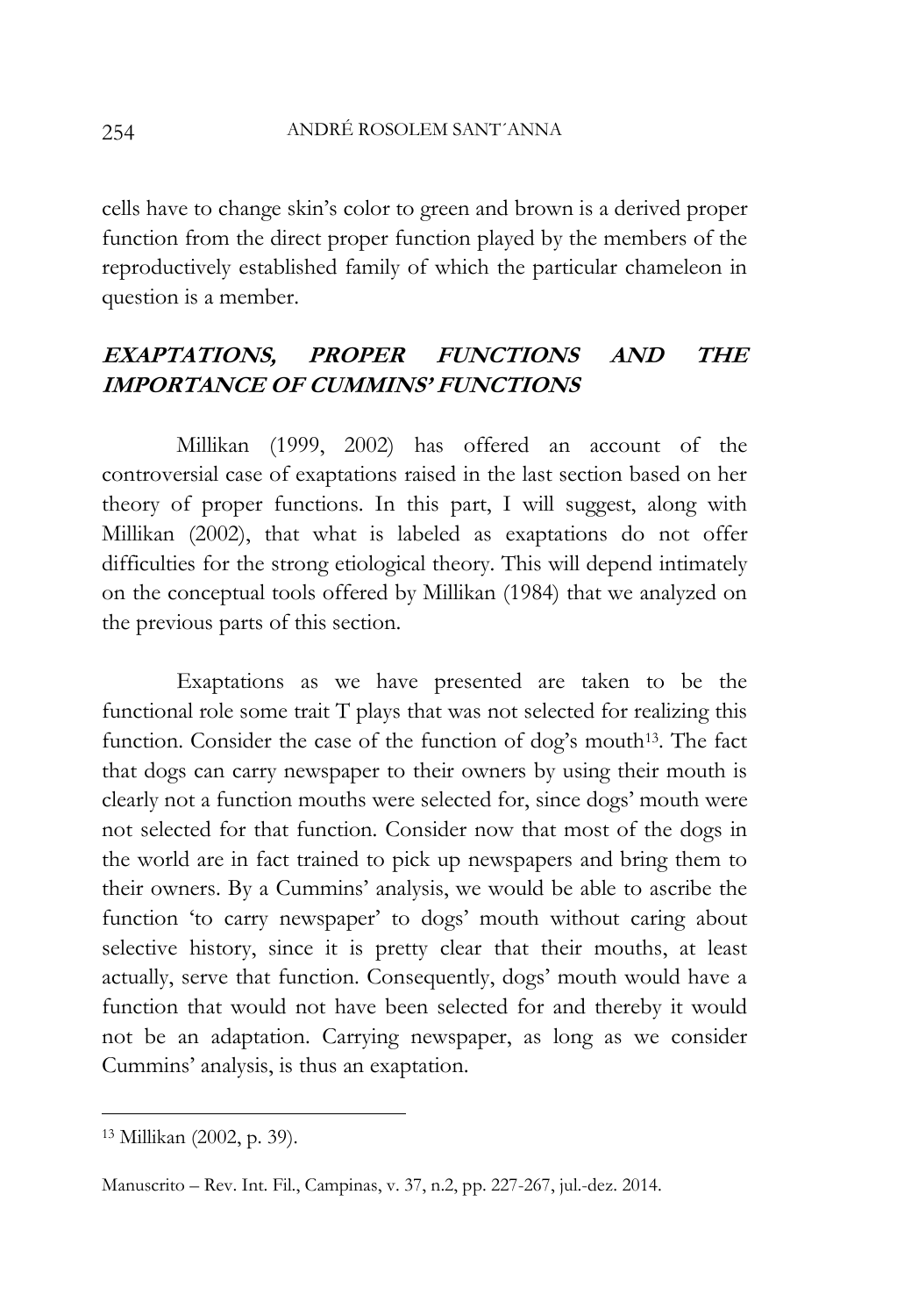cells have to change skin's color to green and brown is a derived proper function from the direct proper function played by the members of the reproductively established family of which the particular chameleon in question is a member.

## *EXAPTATIONS, PROPER FUNCTIONS AND THE IMPORTANCE OF CUMMINS' FUNCTIONS*

Millikan (1999, 2002) has offered an account of the controversial case of exaptations raised in the last section based on her theory of proper functions. In this part, I will suggest, along with Millikan (2002), that what is labeled as exaptations do not offer difficulties for the strong etiological theory. This will depend intimately on the conceptual tools offered by Millikan (1984) that we analyzed on the previous parts of this section.

Exaptations as we have presented are taken to be the functional role some trait T plays that was not selected for realizing this function. Consider the case of the function of dog's mouth[13]. The fact that dogs can carry newspaper to their owners by using their mouth is clearly not a function mouths were selected for, since dogs' mouth were not selected for that function. Consider now that most of the dogs in the world are in fact trained to pick up newspapers and bring them to their owners. By a Cummins' analysis, we would be able to ascribe the function 'to carry newspaper' to dogs' mouth without caring about selective history, since it is pretty clear that their mouths, at least actually, serve that function. Consequently, dogs' mouth would have a function that would not have been selected for and thereby it would not be an adaptation. Carrying newspaper, as long as we consider Cummins' analysis, is thus an exaptation.

---

[13] Millikan (2002, p. 39).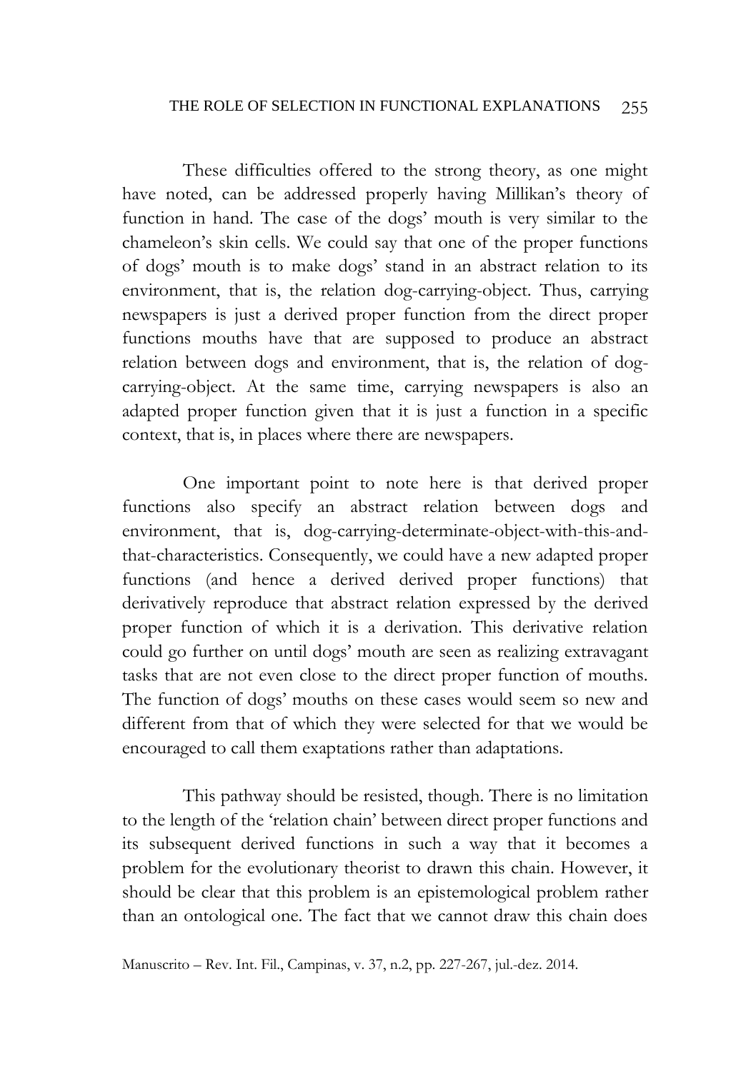These difficulties offered to the strong theory, as one might have noted, can be addressed properly having Millikan's theory of function in hand. The case of the dogs' mouth is very similar to the chameleon's skin cells. We could say that one of the proper functions of dogs' mouth is to make dogs' stand in an abstract relation to its environment, that is, the relation dog-carrying-object. Thus, carrying newspapers is just a derived proper function from the direct proper functions mouths have that are supposed to produce an abstract relation between dogs and environment, that is, the relation of dog-carrying-object. At the same time, carrying newspapers is also an adapted proper function given that it is just a function in a specific context, that is, in places where there are newspapers.

One important point to note here is that derived proper functions also specify an abstract relation between dogs and environment, that is, dog-carrying-determinate-object-with-this-and-that-characteristics. Consequently, we could have a new adapted proper functions (and hence a derived derived proper functions) that derivatively reproduce that abstract relation expressed by the derived proper function of which it is a derivation. This derivative relation could go further on until dogs' mouth are seen as realizing extravagant tasks that are not even close to the direct proper function of mouths. The function of dogs' mouths on these cases would seem so new and different from that of which they were selected for that we would be encouraged to call them exaptations rather than adaptations.

This pathway should be resisted, though. There is no limitation to the length of the 'relation chain' between direct proper functions and its subsequent derived functions in such a way that it becomes a problem for the evolutionary theorist to drawn this chain. However, it should be clear that this problem is an epistemological problem rather than an ontological one. The fact that we cannot draw this chain does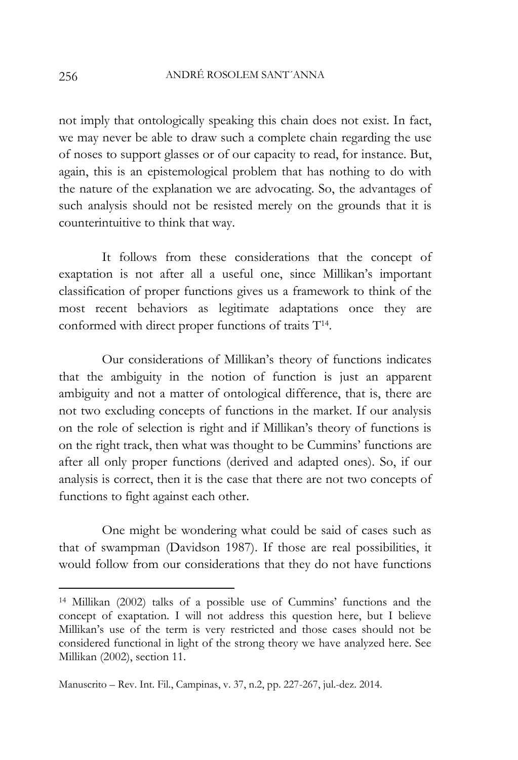not imply that ontologically speaking this chain does not exist. In fact, we may never be able to draw such a complete chain regarding the use of noses to support glasses or of our capacity to read, for instance. But, again, this is an epistemological problem that has nothing to do with the nature of the explanation we are advocating. So, the advantages of such analysis should not be resisted merely on the grounds that it is counterintuitive to think that way.

It follows from these considerations that the concept of exaptation is not after all a useful one, since Millikan's important classification of proper functions gives us a framework to think of the most recent behaviors as legitimate adaptations once they are conformed with direct proper functions of traits T[14].

Our considerations of Millikan's theory of functions indicates that the ambiguity in the notion of function is just an apparent ambiguity and not a matter of ontological difference, that is, there are not two excluding concepts of functions in the market. If our analysis on the role of selection is right and if Millikan's theory of functions is on the right track, then what was thought to be Cummins' functions are after all only proper functions (derived and adapted ones). So, if our analysis is correct, then it is the case that there are not two concepts of functions to fight against each other.

One might be wondering what could be said of cases such as that of swampman (Davidson 1987). If those are real possibilities, it would follow from our considerations that they do not have functions

[14] Millikan (2002) talks of a possible use of Cummins' functions and the concept of exaptation. I will not address this question here, but I believe Millikan's use of the term is very restricted and those cases should not be considered functional in light of the strong theory we have analyzed here. See Millikan (2002), section 11.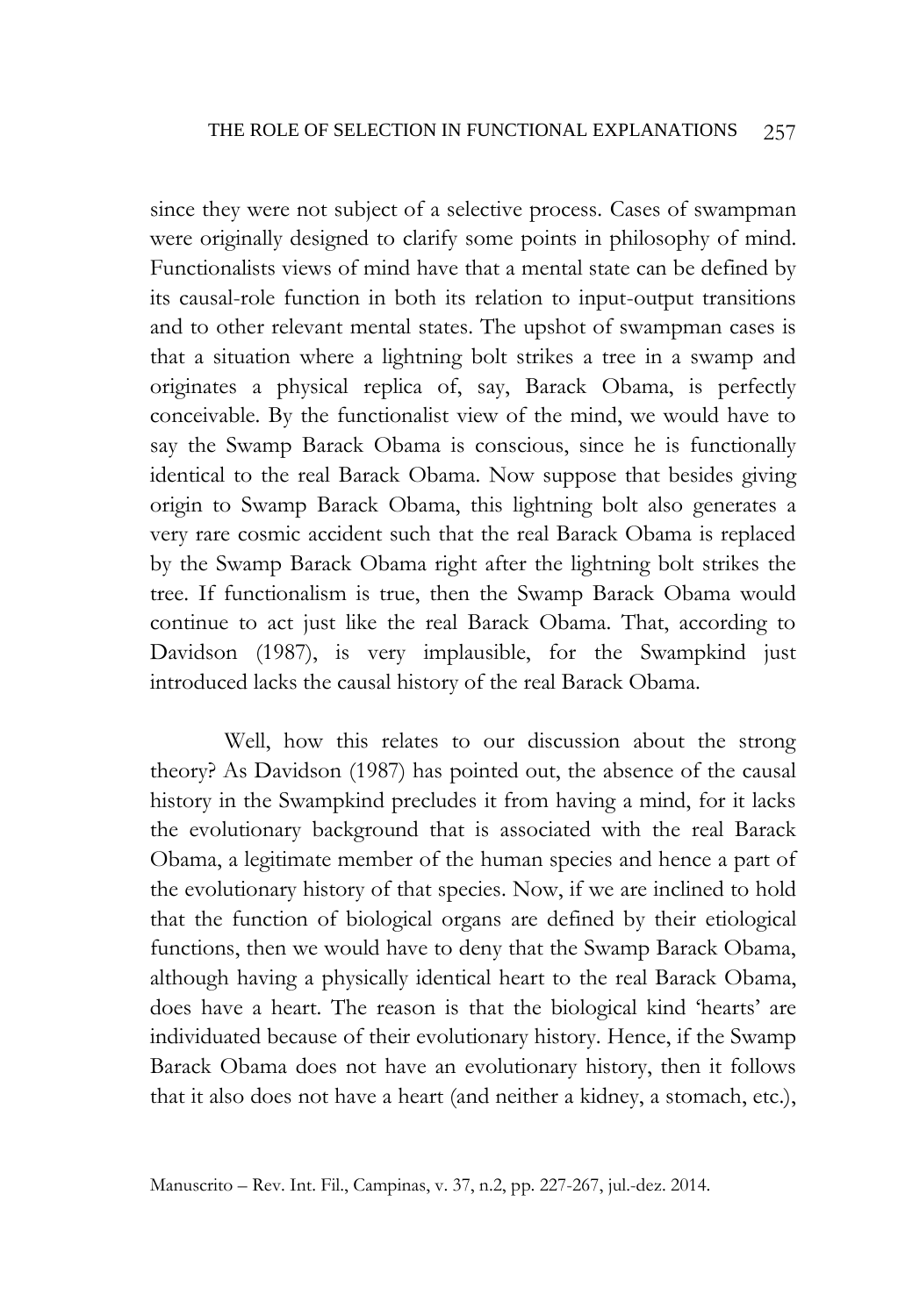since they were not subject of a selective process. Cases of swampman were originally designed to clarify some points in philosophy of mind. Functionalists views of mind have that a mental state can be defined by its causal-role function in both its relation to input-output transitions and to other relevant mental states. The upshot of swampman cases is that a situation where a lightning bolt strikes a tree in a swamp and originates a physical replica of, say, Barack Obama, is perfectly conceivable. By the functionalist view of the mind, we would have to say the Swamp Barack Obama is conscious, since he is functionally identical to the real Barack Obama. Now suppose that besides giving origin to Swamp Barack Obama, this lightning bolt also generates a very rare cosmic accident such that the real Barack Obama is replaced by the Swamp Barack Obama right after the lightning bolt strikes the tree. If functionalism is true, then the Swamp Barack Obama would continue to act just like the real Barack Obama. That, according to Davidson (1987), is very implausible, for the Swampkind just introduced lacks the causal history of the real Barack Obama.

Well, how this relates to our discussion about the strong theory? As Davidson (1987) has pointed out, the absence of the causal history in the Swampkind precludes it from having a mind, for it lacks the evolutionary background that is associated with the real Barack Obama, a legitimate member of the human species and hence a part of the evolutionary history of that species. Now, if we are inclined to hold that the function of biological organs are defined by their etiological functions, then we would have to deny that the Swamp Barack Obama, although having a physically identical heart to the real Barack Obama, does have a heart. The reason is that the biological kind 'hearts' are individuated because of their evolutionary history. Hence, if the Swamp Barack Obama does not have an evolutionary history, then it follows that it also does not have a heart (and neither a kidney, a stomach, etc.),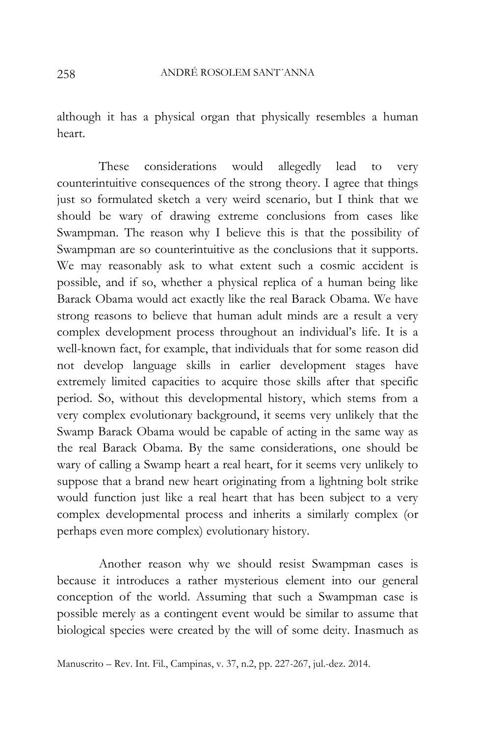although it has a physical organ that physically resembles a human heart.

These considerations would allegedly lead to very counterintuitive consequences of the strong theory. I agree that things just so formulated sketch a very weird scenario, but I think that we should be wary of drawing extreme conclusions from cases like Swampman. The reason why I believe this is that the possibility of Swampman are so counterintuitive as the conclusions that it supports. We may reasonably ask to what extent such a cosmic accident is possible, and if so, whether a physical replica of a human being like Barack Obama would act exactly like the real Barack Obama. We have strong reasons to believe that human adult minds are a result a very complex development process throughout an individual's life. It is a well-known fact, for example, that individuals that for some reason did not develop language skills in earlier development stages have extremely limited capacities to acquire those skills after that specific period. So, without this developmental history, which stems from a very complex evolutionary background, it seems very unlikely that the Swamp Barack Obama would be capable of acting in the same way as the real Barack Obama. By the same considerations, one should be wary of calling a Swamp heart a real heart, for it seems very unlikely to suppose that a brand new heart originating from a lightning bolt strike would function just like a real heart that has been subject to a very complex developmental process and inherits a similarly complex (or perhaps even more complex) evolutionary history.

Another reason why we should resist Swampman cases is because it introduces a rather mysterious element into our general conception of the world. Assuming that such a Swampman case is possible merely as a contingent event would be similar to assume that biological species were created by the will of some deity. Inasmuch as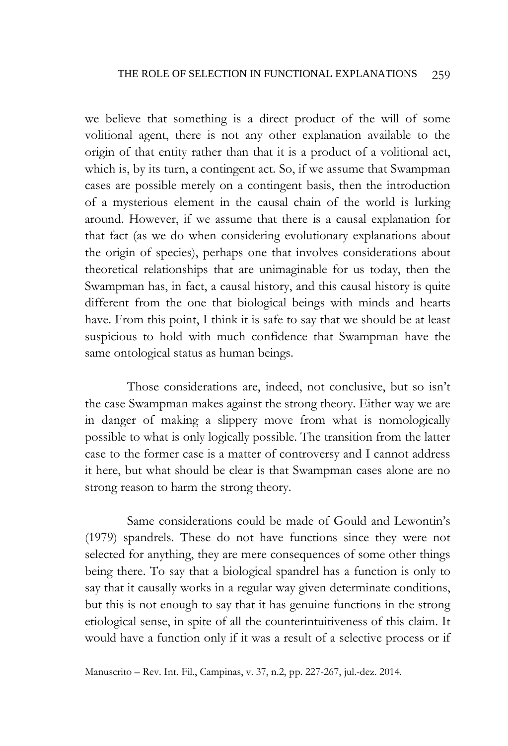we believe that something is a direct product of the will of some volitional agent, there is not any other explanation available to the origin of that entity rather than that it is a product of a volitional act, which is, by its turn, a contingent act. So, if we assume that Swampman cases are possible merely on a contingent basis, then the introduction of a mysterious element in the causal chain of the world is lurking around. However, if we assume that there is a causal explanation for that fact (as we do when considering evolutionary explanations about the origin of species), perhaps one that involves considerations about theoretical relationships that are unimaginable for us today, then the Swampman has, in fact, a causal history, and this causal history is quite different from the one that biological beings with minds and hearts have. From this point, I think it is safe to say that we should be at least suspicious to hold with much confidence that Swampman have the same ontological status as human beings.

Those considerations are, indeed, not conclusive, but so isn't the case Swampman makes against the strong theory. Either way we are in danger of making a slippery move from what is nomologically possible to what is only logically possible. The transition from the latter case to the former case is a matter of controversy and I cannot address it here, but what should be clear is that Swampman cases alone are no strong reason to harm the strong theory.

Same considerations could be made of Gould and Lewontin's (1979) spandrels. These do not have functions since they were not selected for anything, they are mere consequences of some other things being there. To say that a biological spandrel has a function is only to say that it causally works in a regular way given determinate conditions, but this is not enough to say that it has genuine functions in the strong etiological sense, in spite of all the counterintuitiveness of this claim. It would have a function only if it was a result of a selective process or if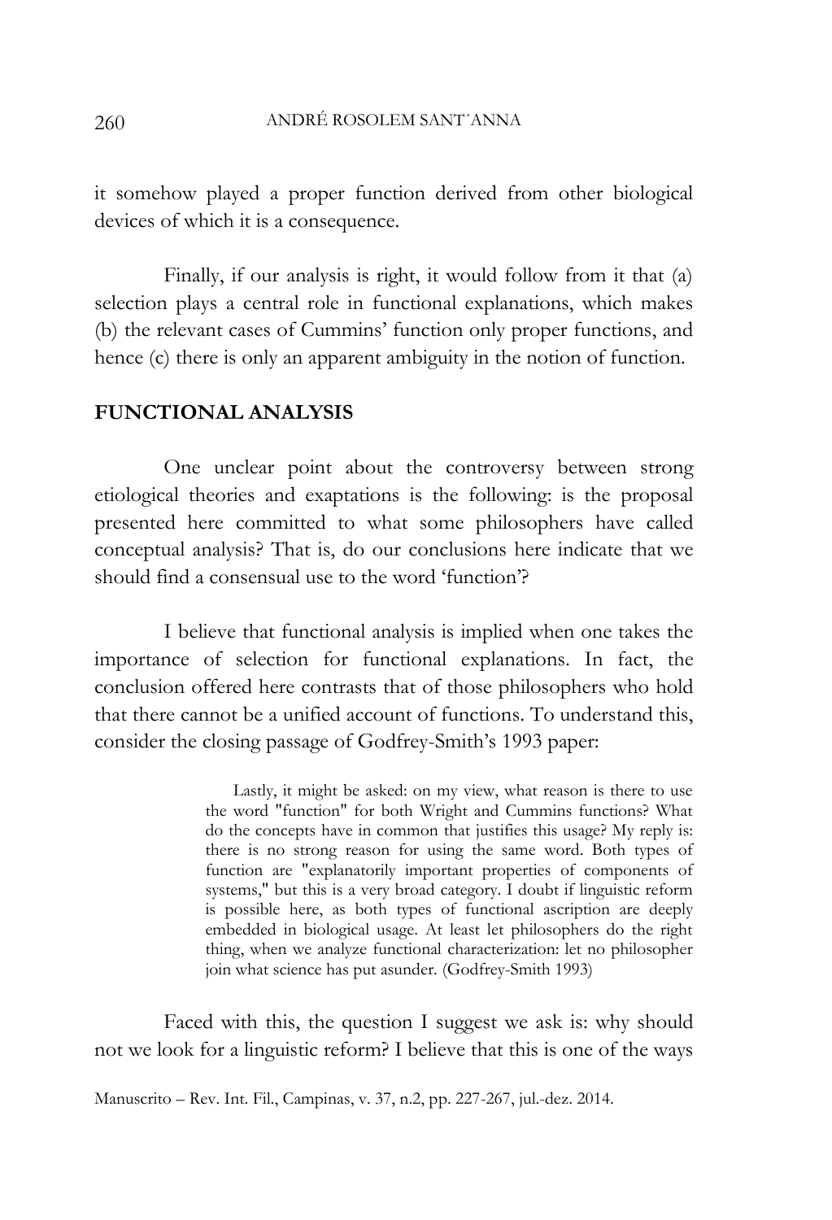it somehow played a proper function derived from other biological devices of which it is a consequence.

Finally, if our analysis is right, it would follow from it that (a) selection plays a central role in functional explanations, which makes (b) the relevant cases of Cummins' function only proper functions, and hence (c) there is only an apparent ambiguity in the notion of function.

## FUNCTIONAL ANALYSIS

One unclear point about the controversy between strong etiological theories and exaptations is the following: is the proposal presented here committed to what some philosophers have called conceptual analysis? That is, do our conclusions here indicate that we should find a consensual use to the word 'function'?

I believe that functional analysis is implied when one takes the importance of selection for functional explanations. In fact, the conclusion offered here contrasts that of those philosophers who hold that there cannot be a unified account of functions. To understand this, consider the closing passage of Godfrey-Smith's 1993 paper:

> Lastly, it might be asked: on my view, what reason is there to use the word "function" for both Wright and Cummins functions? What do the concepts have in common that justifies this usage? My reply is: there is no strong reason for using the same word. Both types of function are "explanatorily important properties of components of systems," but this is a very broad category. I doubt if linguistic reform is possible here, as both types of functional ascription are deeply embedded in biological usage. At least let philosophers do the right thing, when we analyze functional characterization: let no philosopher join what science has put asunder. (Godfrey-Smith 1993)

Faced with this, the question I suggest we ask is: why should not we look for a linguistic reform? I believe that this is one of the ways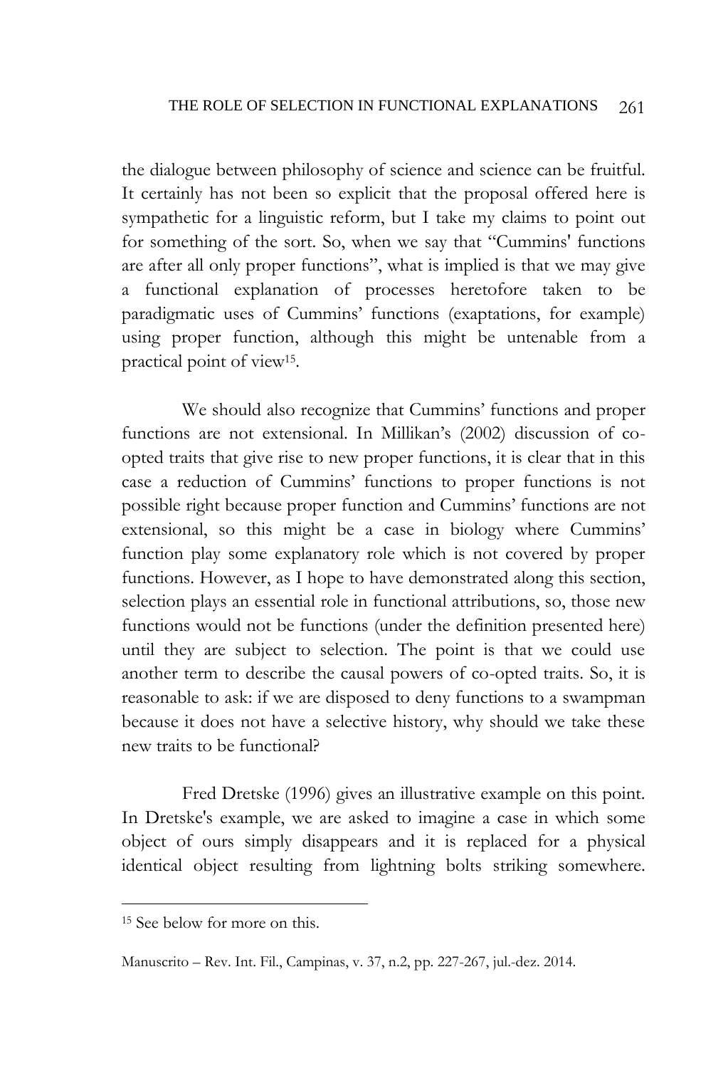the dialogue between philosophy of science and science can be fruitful. It certainly has not been so explicit that the proposal offered here is sympathetic for a linguistic reform, but I take my claims to point out for something of the sort. So, when we say that "Cummins' functions are after all only proper functions", what is implied is that we may give a functional explanation of processes heretofore taken to be paradigmatic uses of Cummins' functions (exaptations, for example) using proper function, although this might be untenable from a practical point of view[15].

We should also recognize that Cummins' functions and proper functions are not extensional. In Millikan's (2002) discussion of co-opted traits that give rise to new proper functions, it is clear that in this case a reduction of Cummins' functions to proper functions is not possible right because proper function and Cummins' functions are not extensional, so this might be a case in biology where Cummins' function play some explanatory role which is not covered by proper functions. However, as I hope to have demonstrated along this section, selection plays an essential role in functional attributions, so, those new functions would not be functions (under the definition presented here) until they are subject to selection. The point is that we could use another term to describe the causal powers of co-opted traits. So, it is reasonable to ask: if we are disposed to deny functions to a swampman because it does not have a selective history, why should we take these new traits to be functional?

Fred Dretske (1996) gives an illustrative example on this point. In Dretske's example, we are asked to imagine a case in which some object of ours simply disappears and it is replaced for a physical identical object resulting from lightning bolts striking somewhere.

---

[15] See below for more on this.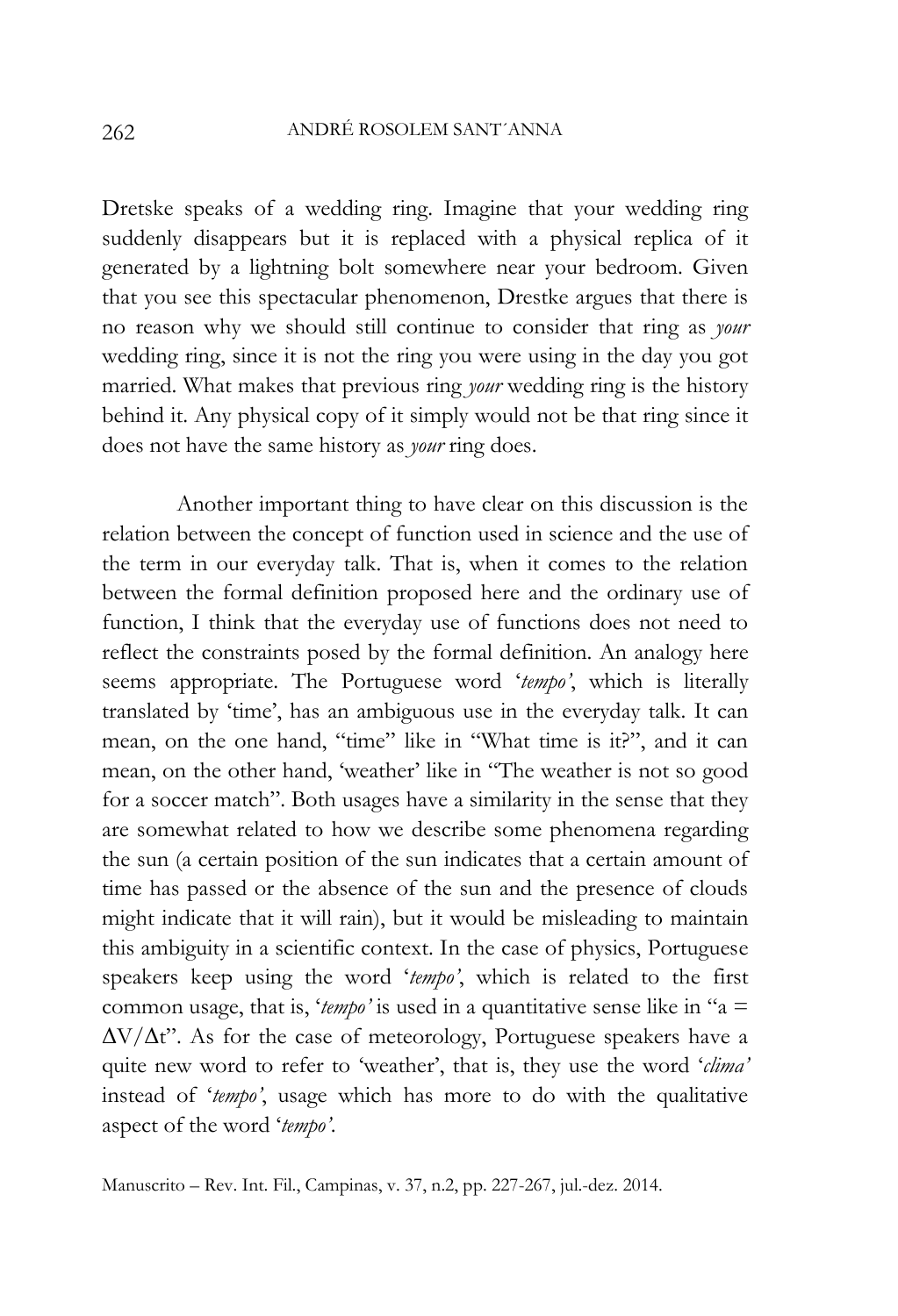Dretske speaks of a wedding ring. Imagine that your wedding ring suddenly disappears but it is replaced with a physical replica of it generated by a lightning bolt somewhere near your bedroom. Given that you see this spectacular phenomenon, Drestke argues that there is no reason why we should still continue to consider that ring as *your* wedding ring, since it is not the ring you were using in the day you got married. What makes that previous ring *your* wedding ring is the history behind it. Any physical copy of it simply would not be that ring since it does not have the same history as *your* ring does.

Another important thing to have clear on this discussion is the relation between the concept of function used in science and the use of the term in our everyday talk. That is, when it comes to the relation between the formal definition proposed here and the ordinary use of function, I think that the everyday use of functions does not need to reflect the constraints posed by the formal definition. An analogy here seems appropriate. The Portuguese word '*tempo*', which is literally translated by 'time', has an ambiguous use in the everyday talk. It can mean, on the one hand, "time" like in "What time is it?", and it can mean, on the other hand, 'weather' like in "The weather is not so good for a soccer match". Both usages have a similarity in the sense that they are somewhat related to how we describe some phenomena regarding the sun (a certain position of the sun indicates that a certain amount of time has passed or the absence of the sun and the presence of clouds might indicate that it will rain), but it would be misleading to maintain this ambiguity in a scientific context. In the case of physics, Portuguese speakers keep using the word '*tempo*', which is related to the first common usage, that is, '*tempo*' is used in a quantitative sense like in "$a = \Delta V/\Delta t$". As for the case of meteorology, Portuguese speakers have a quite new word to refer to 'weather', that is, they use the word '*clima*' instead of '*tempo*', usage which has more to do with the qualitative aspect of the word '*tempo*'.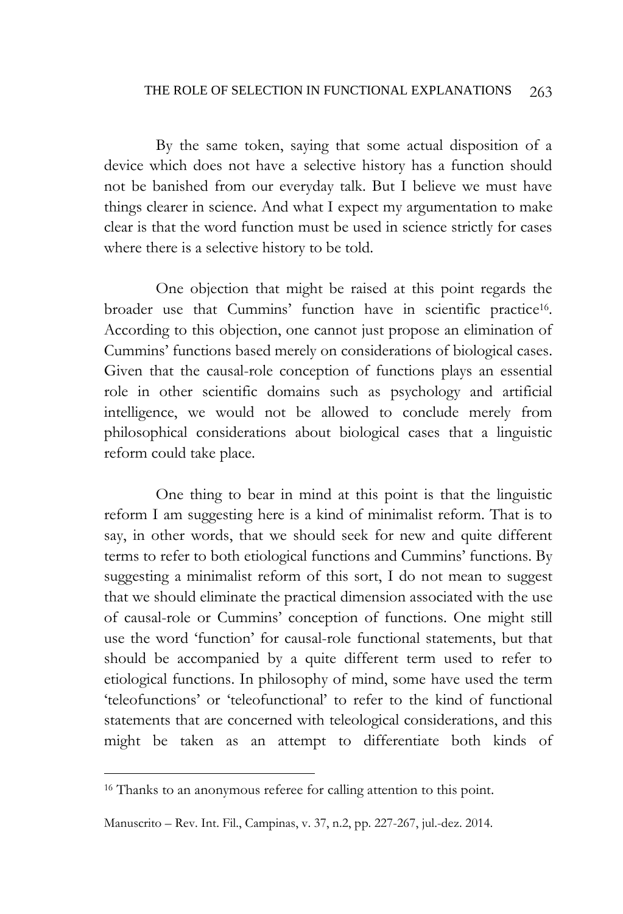By the same token, saying that some actual disposition of a device which does not have a selective history has a function should not be banished from our everyday talk. But I believe we must have things clearer in science. And what I expect my argumentation to make clear is that the word function must be used in science strictly for cases where there is a selective history to be told.

One objection that might be raised at this point regards the broader use that Cummins' function have in scientific practice[16]. According to this objection, one cannot just propose an elimination of Cummins' functions based merely on considerations of biological cases. Given that the causal-role conception of functions plays an essential role in other scientific domains such as psychology and artificial intelligence, we would not be allowed to conclude merely from philosophical considerations about biological cases that a linguistic reform could take place.

One thing to bear in mind at this point is that the linguistic reform I am suggesting here is a kind of minimalist reform. That is to say, in other words, that we should seek for new and quite different terms to refer to both etiological functions and Cummins' functions. By suggesting a minimalist reform of this sort, I do not mean to suggest that we should eliminate the practical dimension associated with the use of causal-role or Cummins' conception of functions. One might still use the word 'function' for causal-role functional statements, but that should be accompanied by a quite different term used to refer to etiological functions. In philosophy of mind, some have used the term 'teleofunctions' or 'teleofunctional' to refer to the kind of functional statements that are concerned with teleological considerations, and this might be taken as an attempt to differentiate both kinds of

[16] Thanks to an anonymous referee for calling attention to this point.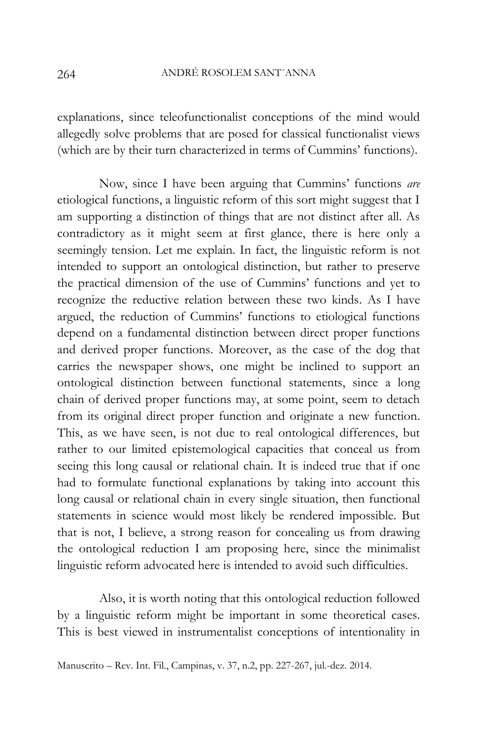explanations, since teleofunctionalist conceptions of the mind would allegedly solve problems that are posed for classical functionalist views (which are by their turn characterized in terms of Cummins' functions).

Now, since I have been arguing that Cummins' functions *are* etiological functions, a linguistic reform of this sort might suggest that I am supporting a distinction of things that are not distinct after all. As contradictory as it might seem at first glance, there is here only a seemingly tension. Let me explain. In fact, the linguistic reform is not intended to support an ontological distinction, but rather to preserve the practical dimension of the use of Cummins' functions and yet to recognize the reductive relation between these two kinds. As I have argued, the reduction of Cummins' functions to etiological functions depend on a fundamental distinction between direct proper functions and derived proper functions. Moreover, as the case of the dog that carries the newspaper shows, one might be inclined to support an ontological distinction between functional statements, since a long chain of derived proper functions may, at some point, seem to detach from its original direct proper function and originate a new function. This, as we have seen, is not due to real ontological differences, but rather to our limited epistemological capacities that conceal us from seeing this long causal or relational chain. It is indeed true that if one had to formulate functional explanations by taking into account this long causal or relational chain in every single situation, then functional statements in science would most likely be rendered impossible. But that is not, I believe, a strong reason for concealing us from drawing the ontological reduction I am proposing here, since the minimalist linguistic reform advocated here is intended to avoid such difficulties.

Also, it is worth noting that this ontological reduction followed by a linguistic reform might be important in some theoretical cases. This is best viewed in instrumentalist conceptions of intentionality in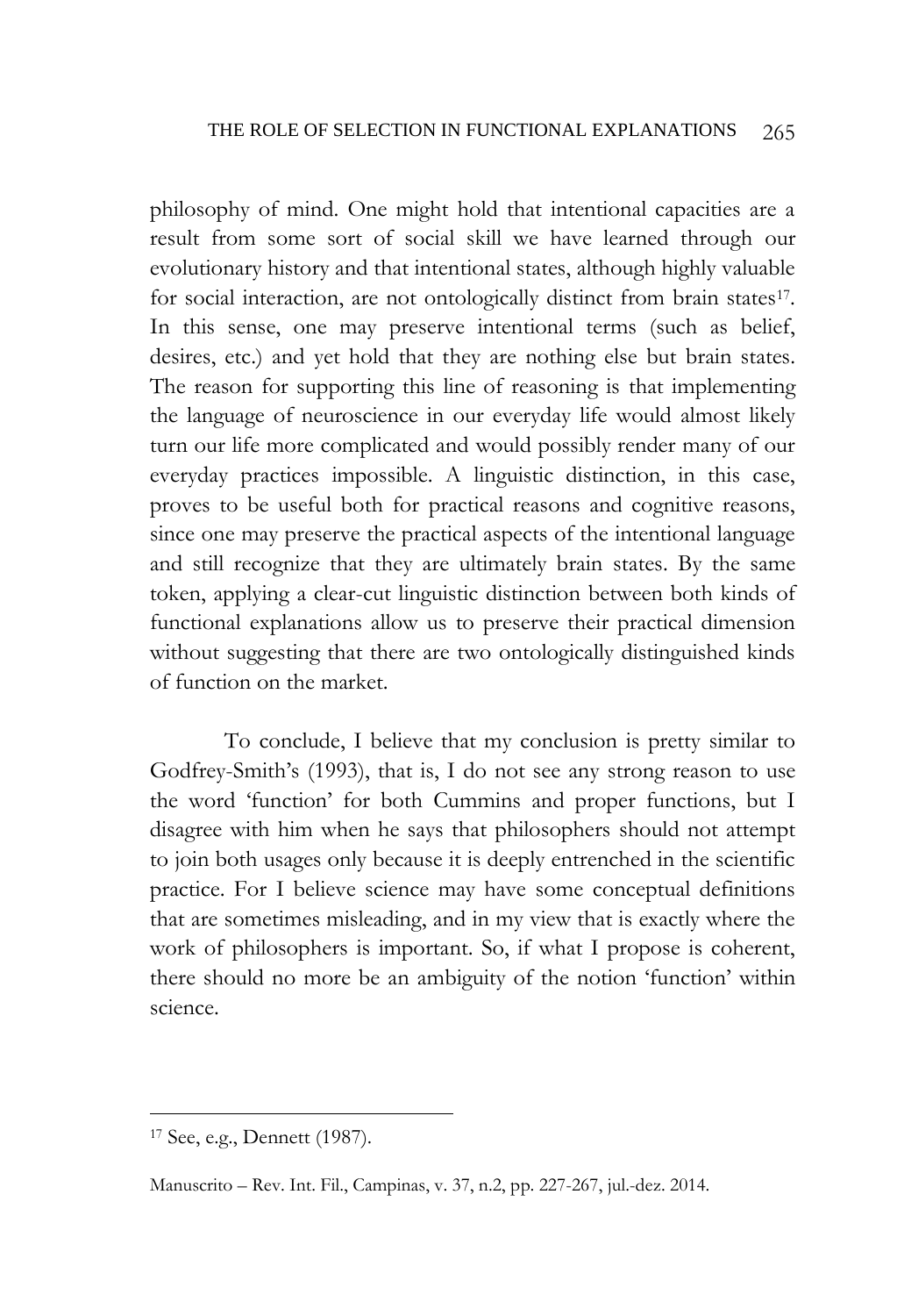philosophy of mind. One might hold that intentional capacities are a result from some sort of social skill we have learned through our evolutionary history and that intentional states, although highly valuable for social interaction, are not ontologically distinct from brain states[17]. In this sense, one may preserve intentional terms (such as belief, desires, etc.) and yet hold that they are nothing else but brain states. The reason for supporting this line of reasoning is that implementing the language of neuroscience in our everyday life would almost likely turn our life more complicated and would possibly render many of our everyday practices impossible. A linguistic distinction, in this case, proves to be useful both for practical reasons and cognitive reasons, since one may preserve the practical aspects of the intentional language and still recognize that they are ultimately brain states. By the same token, applying a clear-cut linguistic distinction between both kinds of functional explanations allow us to preserve their practical dimension without suggesting that there are two ontologically distinguished kinds of function on the market.

To conclude, I believe that my conclusion is pretty similar to Godfrey-Smith's (1993), that is, I do not see any strong reason to use the word 'function' for both Cummins and proper functions, but I disagree with him when he says that philosophers should not attempt to join both usages only because it is deeply entrenched in the scientific practice. For I believe science may have some conceptual definitions that are sometimes misleading, and in my view that is exactly where the work of philosophers is important. So, if what I propose is coherent, there should no more be an ambiguity of the notion 'function' within science.

---

[17] See, e.g., Dennett (1987).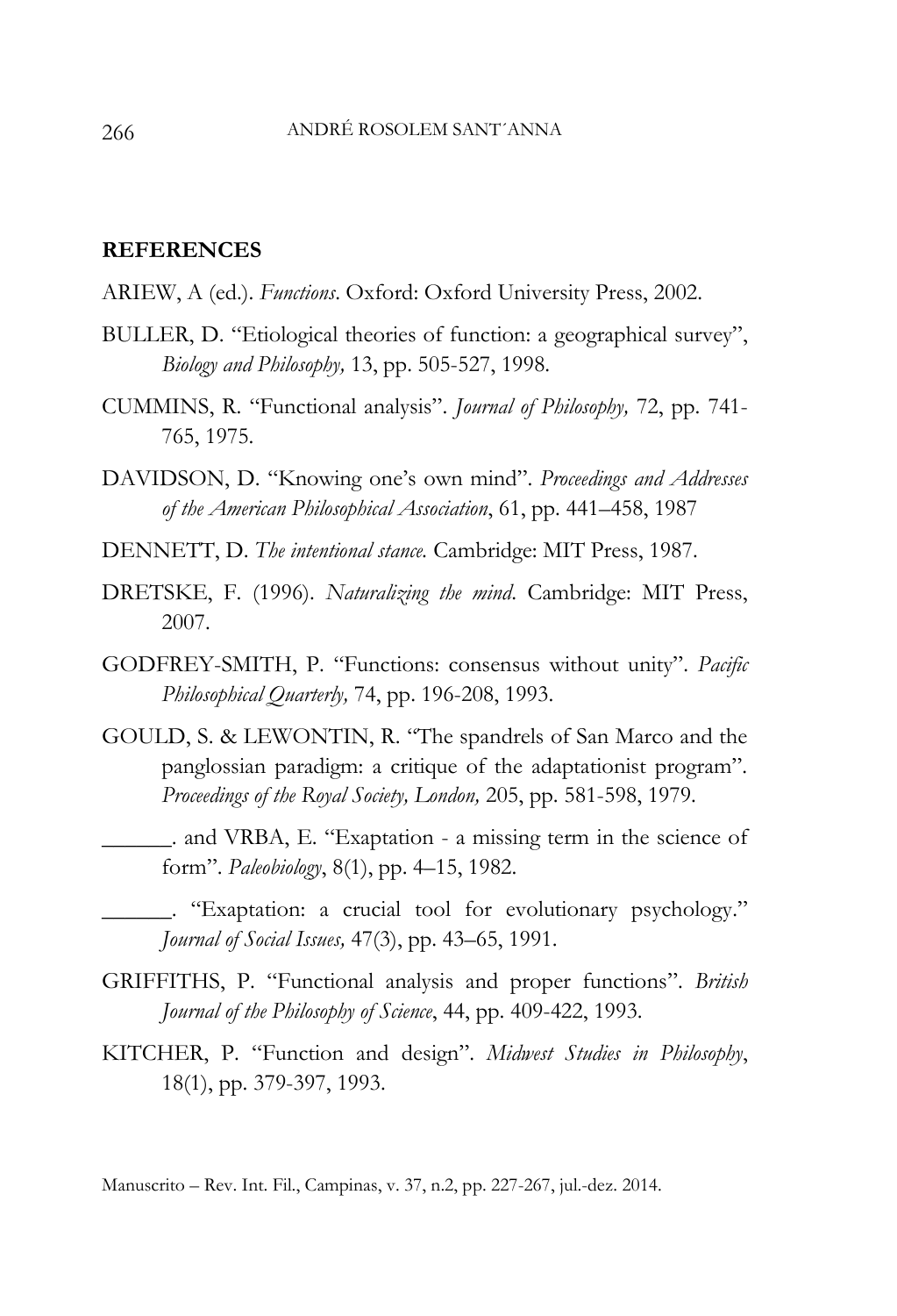## REFERENCES

ARIEW, A (ed.). *Functions*. Oxford: Oxford University Press, 2002.

BULLER, D. "Etiological theories of function: a geographical survey", *Biology and Philosophy,* 13, pp. 505-527, 1998.

CUMMINS, R. "Functional analysis". *Journal of Philosophy,* 72, pp. 741-765, 1975.

DAVIDSON, D. "Knowing one's own mind". *Proceedings and Addresses of the American Philosophical Association*, 61, pp. 441–458, 1987

DENNETT, D. *The intentional stance.* Cambridge: MIT Press, 1987.

DRETSKE, F. (1996). *Naturalizing the mind.* Cambridge: MIT Press, 2007.

GODFREY-SMITH, P. "Functions: consensus without unity". *Pacific Philosophical Quarterly,* 74, pp. 196-208, 1993.

GOULD, S. & LEWONTIN, R. "The spandrels of San Marco and the panglossian paradigm: a critique of the adaptationist program". *Proceedings of the Royal Society, London,* 205, pp. 581-598, 1979.

______. and VRBA, E. "Exaptation - a missing term in the science of form". *Paleobiology*, 8(1), pp. 4–15, 1982.

______. "Exaptation: a crucial tool for evolutionary psychology." *Journal of Social Issues,* 47(3), pp. 43–65, 1991.

GRIFFITHS, P. "Functional analysis and proper functions". *British Journal of the Philosophy of Science*, 44, pp. 409-422, 1993.

KITCHER, P. "Function and design". *Midwest Studies in Philosophy*, 18(1), pp. 379-397, 1993.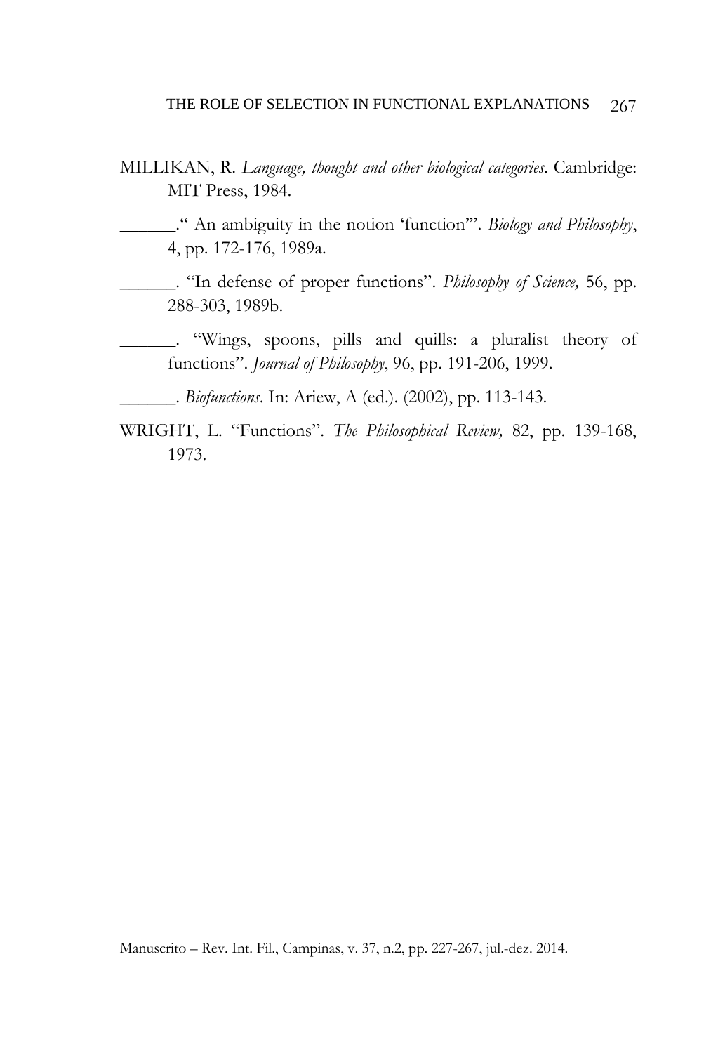MILLIKAN, R. *Language, thought and other biological categories*. Cambridge: MIT Press, 1984.

______." An ambiguity in the notion 'function'". *Biology and Philosophy*, 4, pp. 172-176, 1989a.

______. "In defense of proper functions". *Philosophy of Science,* 56, pp. 288-303, 1989b.

______. "Wings, spoons, pills and quills: a pluralist theory of functions". *Journal of Philosophy*, 96, pp. 191-206, 1999.

______. *Biofunctions*. In: Ariew, A (ed.). (2002), pp. 113-143.

WRIGHT, L. "Functions". *The Philosophical Review,* 82, pp. 139-168, 1973.